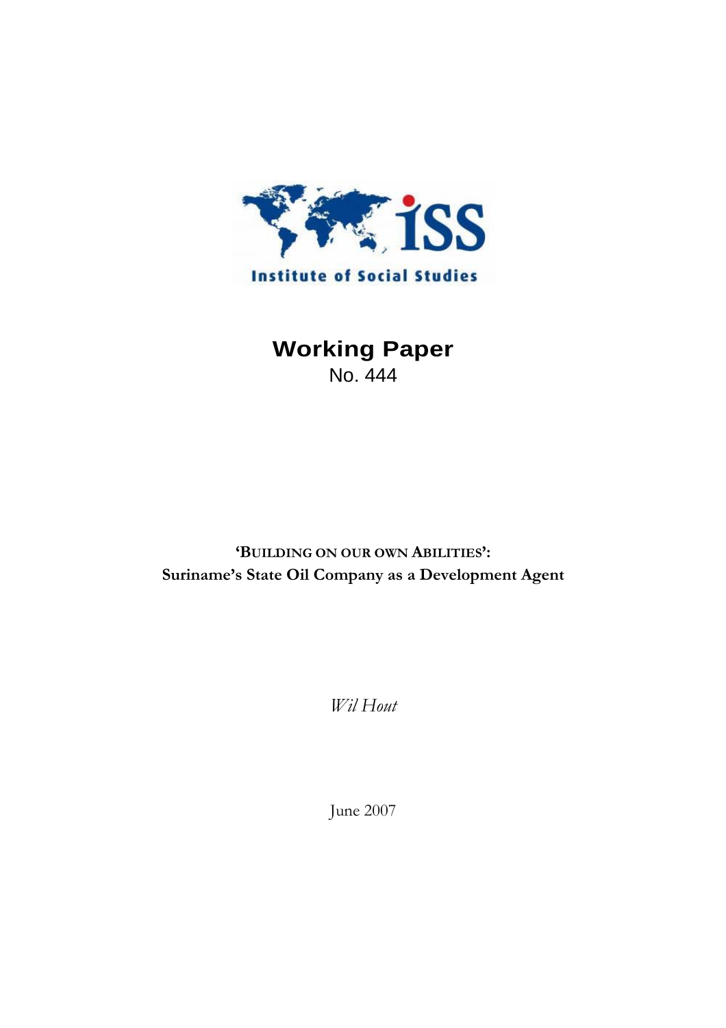Institute of Social Studies

# Working Paper

No. 444

**'BUILDING ON OUR OWN ABILITIES': Suriname's State Oil Company as a Development Agent**

*Wil Hout*

June 2007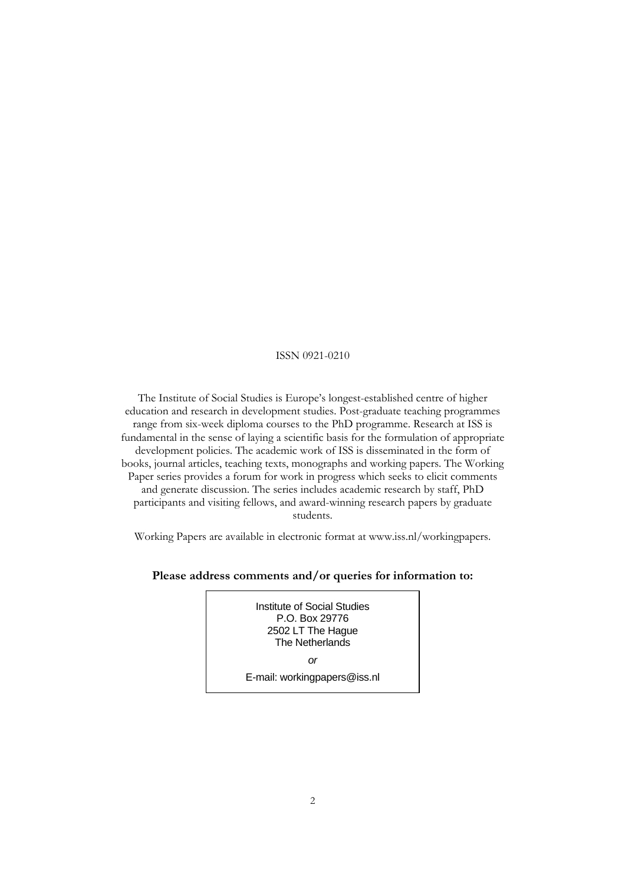ISSN 0921-0210

The Institute of Social Studies is Europe's longest-established centre of higher education and research in development studies. Post-graduate teaching programmes range from six-week diploma courses to the PhD programme. Research at ISS is fundamental in the sense of laying a scientific basis for the formulation of appropriate development policies. The academic work of ISS is disseminated in the form of books, journal articles, teaching texts, monographs and working papers. The Working Paper series provides a forum for work in progress which seeks to elicit comments and generate discussion. The series includes academic research by staff, PhD participants and visiting fellows, and award-winning research papers by graduate students.

Working Papers are available in electronic format at www.iss.nl/workingpapers.

**Please address comments and/or queries for information to:**

Institute of Social Studies
P.O. Box 29776
2502 LT The Hague
The Netherlands

*or*

E-mail: workingpapers@iss.nl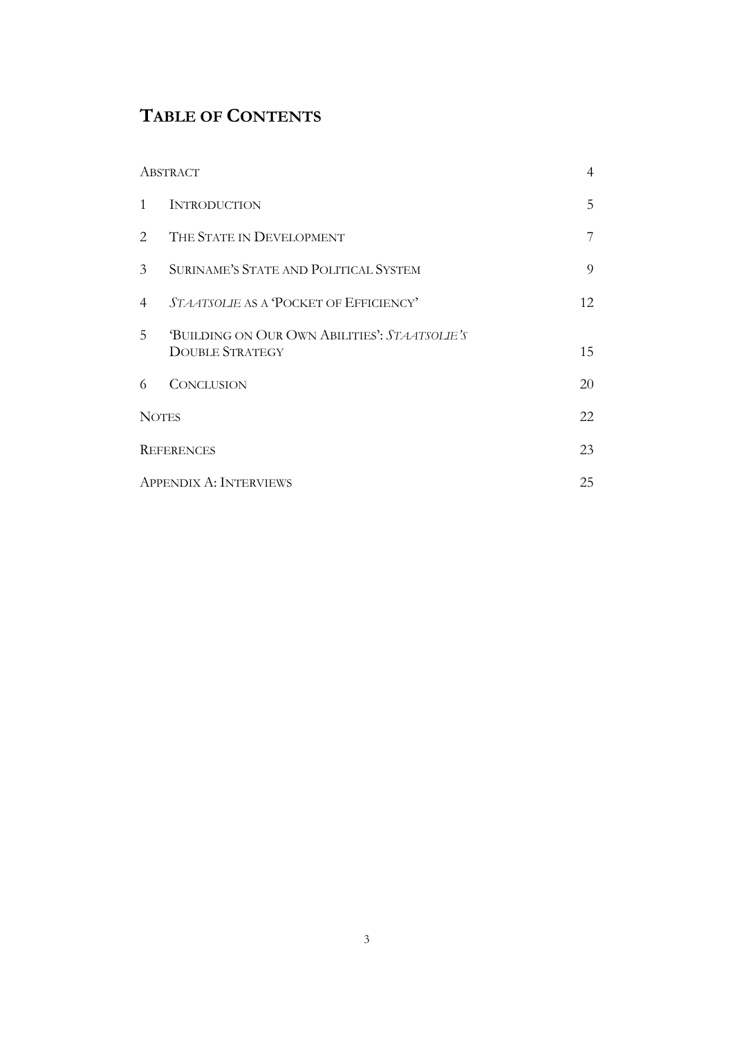# Table of Contents

| | | |
|---|---|---|
| Abstract | | 4 |
| 1 | Introduction | 5 |
| 2 | The State in Development | 7 |
| 3 | Suriname's State and Political System | 9 |
| 4 | *Staatsolie* as a 'Pocket of Efficiency' | 12 |
| 5 | 'Building on Our Own Abilities': *Staatsolie's* Double Strategy | 15 |
| 6 | Conclusion | 20 |
| Notes | | 22 |
| References | | 23 |
| Appendix A: Interviews | | 25 |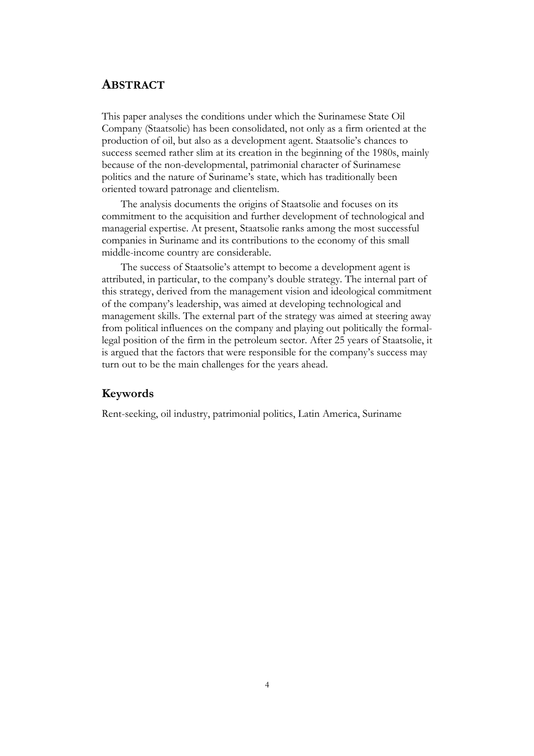# ABSTRACT

This paper analyses the conditions under which the Surinamese State Oil Company (Staatsolie) has been consolidated, not only as a firm oriented at the production of oil, but also as a development agent. Staatsolie's chances to success seemed rather slim at its creation in the beginning of the 1980s, mainly because of the non-developmental, patrimonial character of Surinamese politics and the nature of Suriname's state, which has traditionally been oriented toward patronage and clientelism.

The analysis documents the origins of Staatsolie and focuses on its commitment to the acquisition and further development of technological and managerial expertise. At present, Staatsolie ranks among the most successful companies in Suriname and its contributions to the economy of this small middle-income country are considerable.

The success of Staatsolie's attempt to become a development agent is attributed, in particular, to the company's double strategy. The internal part of this strategy, derived from the management vision and ideological commitment of the company's leadership, was aimed at developing technological and management skills. The external part of the strategy was aimed at steering away from political influences on the company and playing out politically the formal-legal position of the firm in the petroleum sector. After 25 years of Staatsolie, it is argued that the factors that were responsible for the company's success may turn out to be the main challenges for the years ahead.

## Keywords

Rent-seeking, oil industry, patrimonial politics, Latin America, Suriname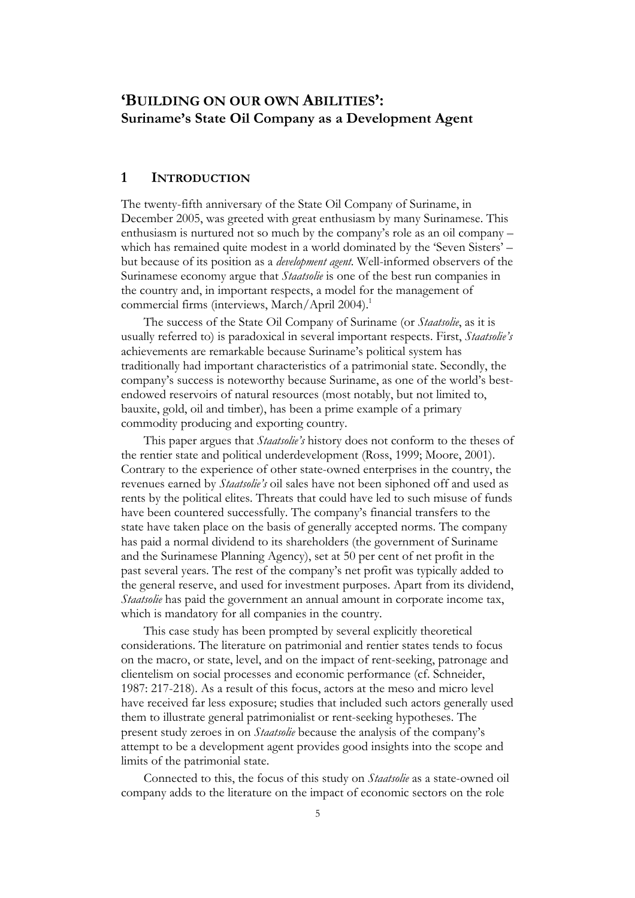# 'BUILDING ON OUR OWN ABILITIES': Suriname's State Oil Company as a Development Agent

## 1 INTRODUCTION

The twenty-fifth anniversary of the State Oil Company of Suriname, in December 2005, was greeted with great enthusiasm by many Surinamese. This enthusiasm is nurtured not so much by the company's role as an oil company – which has remained quite modest in a world dominated by the 'Seven Sisters' – but because of its position as a *development agent*. Well-informed observers of the Surinamese economy argue that *Staatsolie* is one of the best run companies in the country and, in important respects, a model for the management of commercial firms (interviews, March/April 2004).[1]

The success of the State Oil Company of Suriname (or *Staatsolie*, as it is usually referred to) is paradoxical in several important respects. First, *Staatsolie's* achievements are remarkable because Suriname's political system has traditionally had important characteristics of a patrimonial state. Secondly, the company's success is noteworthy because Suriname, as one of the world's best-endowed reservoirs of natural resources (most notably, but not limited to, bauxite, gold, oil and timber), has been a prime example of a primary commodity producing and exporting country.

This paper argues that *Staatsolie's* history does not conform to the theses of the rentier state and political underdevelopment (Ross, 1999; Moore, 2001). Contrary to the experience of other state-owned enterprises in the country, the revenues earned by *Staatsolie's* oil sales have not been siphoned off and used as rents by the political elites. Threats that could have led to such misuse of funds have been countered successfully. The company's financial transfers to the state have taken place on the basis of generally accepted norms. The company has paid a normal dividend to its shareholders (the government of Suriname and the Surinamese Planning Agency), set at 50 per cent of net profit in the past several years. The rest of the company's net profit was typically added to the general reserve, and used for investment purposes. Apart from its dividend, *Staatsolie* has paid the government an annual amount in corporate income tax, which is mandatory for all companies in the country.

This case study has been prompted by several explicitly theoretical considerations. The literature on patrimonial and rentier states tends to focus on the macro, or state, level, and on the impact of rent-seeking, patronage and clientelism on social processes and economic performance (cf. Schneider, 1987: 217-218). As a result of this focus, actors at the meso and micro level have received far less exposure; studies that included such actors generally used them to illustrate general patrimonialist or rent-seeking hypotheses. The present study zeroes in on *Staatsolie* because the analysis of the company's attempt to be a development agent provides good insights into the scope and limits of the patrimonial state.

Connected to this, the focus of this study on *Staatsolie* as a state-owned oil company adds to the literature on the impact of economic sectors on the role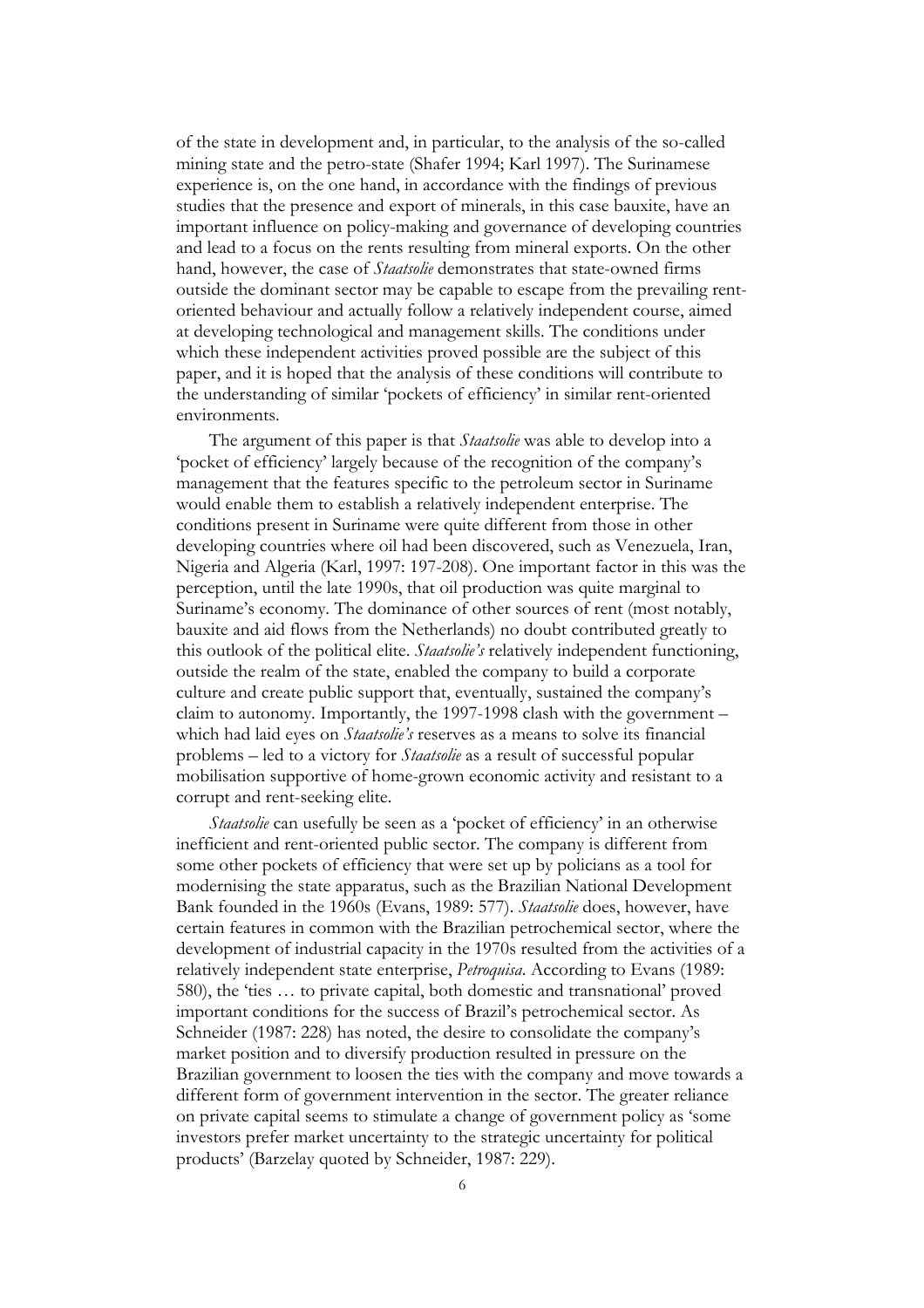of the state in development and, in particular, to the analysis of the so-called mining state and the petro-state (Shafer 1994; Karl 1997). The Surinamese experience is, on the one hand, in accordance with the findings of previous studies that the presence and export of minerals, in this case bauxite, have an important influence on policy-making and governance of developing countries and lead to a focus on the rents resulting from mineral exports. On the other hand, however, the case of *Staatsolie* demonstrates that state-owned firms outside the dominant sector may be capable to escape from the prevailing rent-oriented behaviour and actually follow a relatively independent course, aimed at developing technological and management skills. The conditions under which these independent activities proved possible are the subject of this paper, and it is hoped that the analysis of these conditions will contribute to the understanding of similar 'pockets of efficiency' in similar rent-oriented environments.

The argument of this paper is that *Staatsolie* was able to develop into a 'pocket of efficiency' largely because of the recognition of the company's management that the features specific to the petroleum sector in Suriname would enable them to establish a relatively independent enterprise. The conditions present in Suriname were quite different from those in other developing countries where oil had been discovered, such as Venezuela, Iran, Nigeria and Algeria (Karl, 1997: 197-208). One important factor in this was the perception, until the late 1990s, that oil production was quite marginal to Suriname's economy. The dominance of other sources of rent (most notably, bauxite and aid flows from the Netherlands) no doubt contributed greatly to this outlook of the political elite. *Staatsolie's* relatively independent functioning, outside the realm of the state, enabled the company to build a corporate culture and create public support that, eventually, sustained the company's claim to autonomy. Importantly, the 1997-1998 clash with the government – which had laid eyes on *Staatsolie's* reserves as a means to solve its financial problems – led to a victory for *Staatsolie* as a result of successful popular mobilisation supportive of home-grown economic activity and resistant to a corrupt and rent-seeking elite.

*Staatsolie* can usefully be seen as a 'pocket of efficiency' in an otherwise inefficient and rent-oriented public sector. The company is different from some other pockets of efficiency that were set up by policians as a tool for modernising the state apparatus, such as the Brazilian National Development Bank founded in the 1960s (Evans, 1989: 577). *Staatsolie* does, however, have certain features in common with the Brazilian petrochemical sector, where the development of industrial capacity in the 1970s resulted from the activities of a relatively independent state enterprise, *Petroquisa*. According to Evans (1989: 580), the 'ties … to private capital, both domestic and transnational' proved important conditions for the success of Brazil's petrochemical sector. As Schneider (1987: 228) has noted, the desire to consolidate the company's market position and to diversify production resulted in pressure on the Brazilian government to loosen the ties with the company and move towards a different form of government intervention in the sector. The greater reliance on private capital seems to stimulate a change of government policy as 'some investors prefer market uncertainty to the strategic uncertainty for political products' (Barzelay quoted by Schneider, 1987: 229).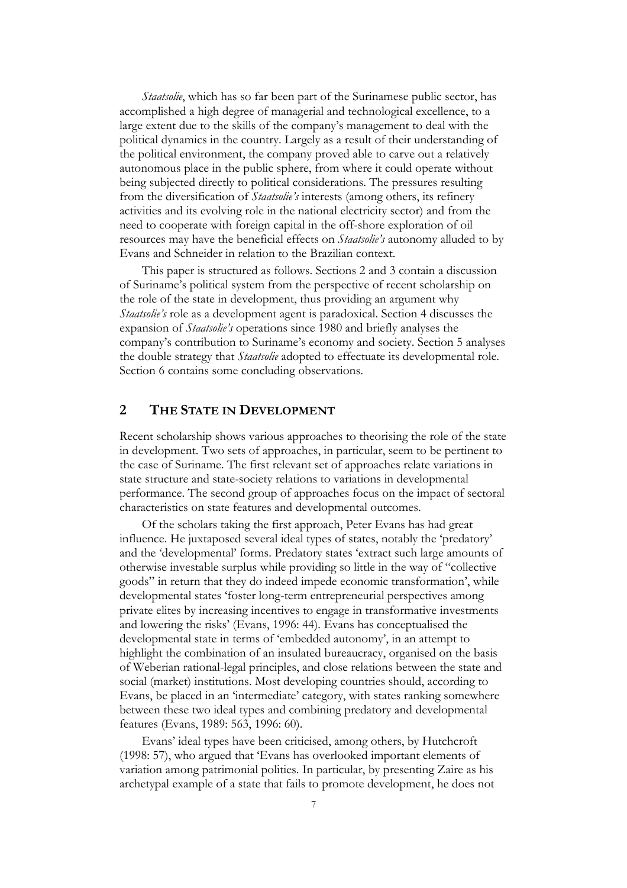*Staatsolie*, which has so far been part of the Surinamese public sector, has accomplished a high degree of managerial and technological excellence, to a large extent due to the skills of the company's management to deal with the political dynamics in the country. Largely as a result of their understanding of the political environment, the company proved able to carve out a relatively autonomous place in the public sphere, from where it could operate without being subjected directly to political considerations. The pressures resulting from the diversification of *Staatsolie's* interests (among others, its refinery activities and its evolving role in the national electricity sector) and from the need to cooperate with foreign capital in the off-shore exploration of oil resources may have the beneficial effects on *Staatsolie's* autonomy alluded to by Evans and Schneider in relation to the Brazilian context.

This paper is structured as follows. Sections 2 and 3 contain a discussion of Suriname's political system from the perspective of recent scholarship on the role of the state in development, thus providing an argument why *Staatsolie's* role as a development agent is paradoxical. Section 4 discusses the expansion of *Staatsolie's* operations since 1980 and briefly analyses the company's contribution to Suriname's economy and society. Section 5 analyses the double strategy that *Staatsolie* adopted to effectuate its developmental role. Section 6 contains some concluding observations.

## 2 THE STATE IN DEVELOPMENT

Recent scholarship shows various approaches to theorising the role of the state in development. Two sets of approaches, in particular, seem to be pertinent to the case of Suriname. The first relevant set of approaches relate variations in state structure and state-society relations to variations in developmental performance. The second group of approaches focus on the impact of sectoral characteristics on state features and developmental outcomes.

Of the scholars taking the first approach, Peter Evans has had great influence. He juxtaposed several ideal types of states, notably the 'predatory' and the 'developmental' forms. Predatory states 'extract such large amounts of otherwise investable surplus while providing so little in the way of "collective goods" in return that they do indeed impede economic transformation', while developmental states 'foster long-term entrepreneurial perspectives among private elites by increasing incentives to engage in transformative investments and lowering the risks' (Evans, 1996: 44). Evans has conceptualised the developmental state in terms of 'embedded autonomy', in an attempt to highlight the combination of an insulated bureaucracy, organised on the basis of Weberian rational-legal principles, and close relations between the state and social (market) institutions. Most developing countries should, according to Evans, be placed in an 'intermediate' category, with states ranking somewhere between these two ideal types and combining predatory and developmental features (Evans, 1989: 563, 1996: 60).

Evans' ideal types have been criticised, among others, by Hutchcroft (1998: 57), who argued that 'Evans has overlooked important elements of variation among patrimonial polities. In particular, by presenting Zaire as his archetypal example of a state that fails to promote development, he does not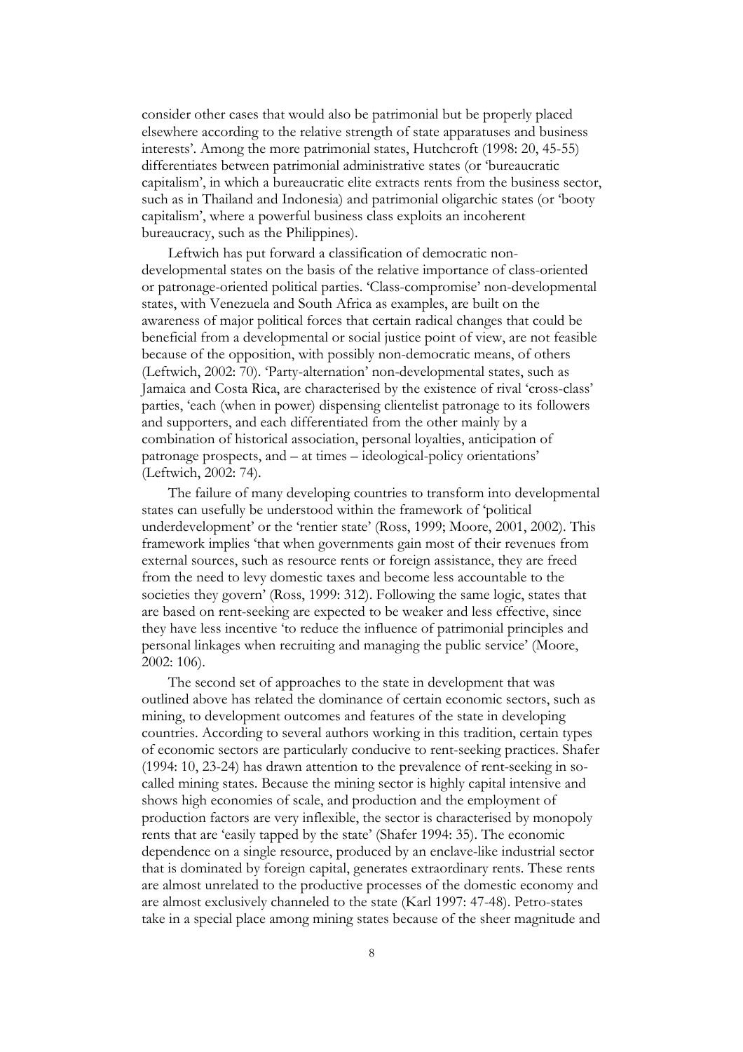consider other cases that would also be patrimonial but be properly placed elsewhere according to the relative strength of state apparatuses and business interests'. Among the more patrimonial states, Hutchcroft (1998: 20, 45-55) differentiates between patrimonial administrative states (or 'bureaucratic capitalism', in which a bureaucratic elite extracts rents from the business sector, such as in Thailand and Indonesia) and patrimonial oligarchic states (or 'booty capitalism', where a powerful business class exploits an incoherent bureaucracy, such as the Philippines).

Leftwich has put forward a classification of democratic non-developmental states on the basis of the relative importance of class-oriented or patronage-oriented political parties. 'Class-compromise' non-developmental states, with Venezuela and South Africa as examples, are built on the awareness of major political forces that certain radical changes that could be beneficial from a developmental or social justice point of view, are not feasible because of the opposition, with possibly non-democratic means, of others (Leftwich, 2002: 70). 'Party-alternation' non-developmental states, such as Jamaica and Costa Rica, are characterised by the existence of rival 'cross-class' parties, 'each (when in power) dispensing clientelist patronage to its followers and supporters, and each differentiated from the other mainly by a combination of historical association, personal loyalties, anticipation of patronage prospects, and – at times – ideological-policy orientations' (Leftwich, 2002: 74).

The failure of many developing countries to transform into developmental states can usefully be understood within the framework of 'political underdevelopment' or the 'rentier state' (Ross, 1999; Moore, 2001, 2002). This framework implies 'that when governments gain most of their revenues from external sources, such as resource rents or foreign assistance, they are freed from the need to levy domestic taxes and become less accountable to the societies they govern' (Ross, 1999: 312). Following the same logic, states that are based on rent-seeking are expected to be weaker and less effective, since they have less incentive 'to reduce the influence of patrimonial principles and personal linkages when recruiting and managing the public service' (Moore, 2002: 106).

The second set of approaches to the state in development that was outlined above has related the dominance of certain economic sectors, such as mining, to development outcomes and features of the state in developing countries. According to several authors working in this tradition, certain types of economic sectors are particularly conducive to rent-seeking practices. Shafer (1994: 10, 23-24) has drawn attention to the prevalence of rent-seeking in so-called mining states. Because the mining sector is highly capital intensive and shows high economies of scale, and production and the employment of production factors are very inflexible, the sector is characterised by monopoly rents that are 'easily tapped by the state' (Shafer 1994: 35). The economic dependence on a single resource, produced by an enclave-like industrial sector that is dominated by foreign capital, generates extraordinary rents. These rents are almost unrelated to the productive processes of the domestic economy and are almost exclusively channeled to the state (Karl 1997: 47-48). Petro-states take in a special place among mining states because of the sheer magnitude and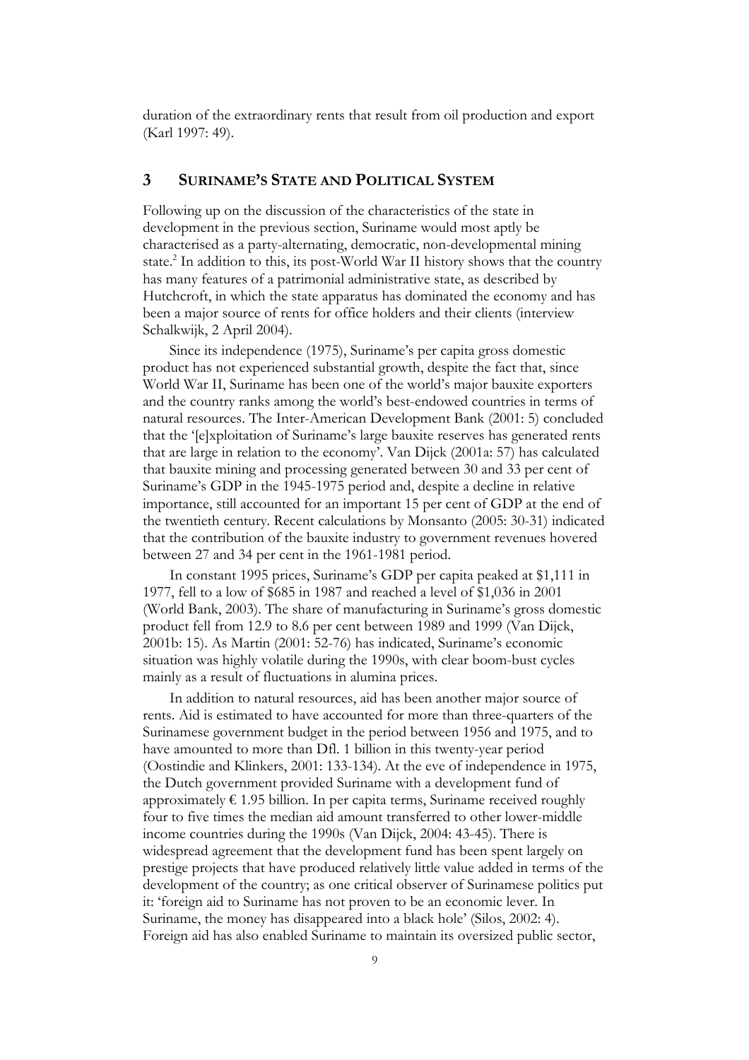duration of the extraordinary rents that result from oil production and export (Karl 1997: 49).

## 3 SURINAME'S STATE AND POLITICAL SYSTEM

Following up on the discussion of the characteristics of the state in development in the previous section, Suriname would most aptly be characterised as a party-alternating, democratic, non-developmental mining state.[2] In addition to this, its post-World War II history shows that the country has many features of a patrimonial administrative state, as described by Hutchcroft, in which the state apparatus has dominated the economy and has been a major source of rents for office holders and their clients (interview Schalkwijk, 2 April 2004).

Since its independence (1975), Suriname's per capita gross domestic product has not experienced substantial growth, despite the fact that, since World War II, Suriname has been one of the world's major bauxite exporters and the country ranks among the world's best-endowed countries in terms of natural resources. The Inter-American Development Bank (2001: 5) concluded that the '[e]xploitation of Suriname's large bauxite reserves has generated rents that are large in relation to the economy'. Van Dijck (2001a: 57) has calculated that bauxite mining and processing generated between 30 and 33 per cent of Suriname's GDP in the 1945-1975 period and, despite a decline in relative importance, still accounted for an important 15 per cent of GDP at the end of the twentieth century. Recent calculations by Monsanto (2005: 30-31) indicated that the contribution of the bauxite industry to government revenues hovered between 27 and 34 per cent in the 1961-1981 period.

In constant 1995 prices, Suriname's GDP per capita peaked at $1,111 in 1977, fell to a low of $685 in 1987 and reached a level of $1,036 in 2001 (World Bank, 2003). The share of manufacturing in Suriname's gross domestic product fell from 12.9 to 8.6 per cent between 1989 and 1999 (Van Dijck, 2001b: 15). As Martin (2001: 52-76) has indicated, Suriname's economic situation was highly volatile during the 1990s, with clear boom-bust cycles mainly as a result of fluctuations in alumina prices.

In addition to natural resources, aid has been another major source of rents. Aid is estimated to have accounted for more than three-quarters of the Surinamese government budget in the period between 1956 and 1975, and to have amounted to more than Dfl. 1 billion in this twenty-year period (Oostindie and Klinkers, 2001: 133-134). At the eve of independence in 1975, the Dutch government provided Suriname with a development fund of approximately € 1.95 billion. In per capita terms, Suriname received roughly four to five times the median aid amount transferred to other lower-middle income countries during the 1990s (Van Dijck, 2004: 43-45). There is widespread agreement that the development fund has been spent largely on prestige projects that have produced relatively little value added in terms of the development of the country; as one critical observer of Surinamese politics put it: 'foreign aid to Suriname has not proven to be an economic lever. In Suriname, the money has disappeared into a black hole' (Silos, 2002: 4). Foreign aid has also enabled Suriname to maintain its oversized public sector,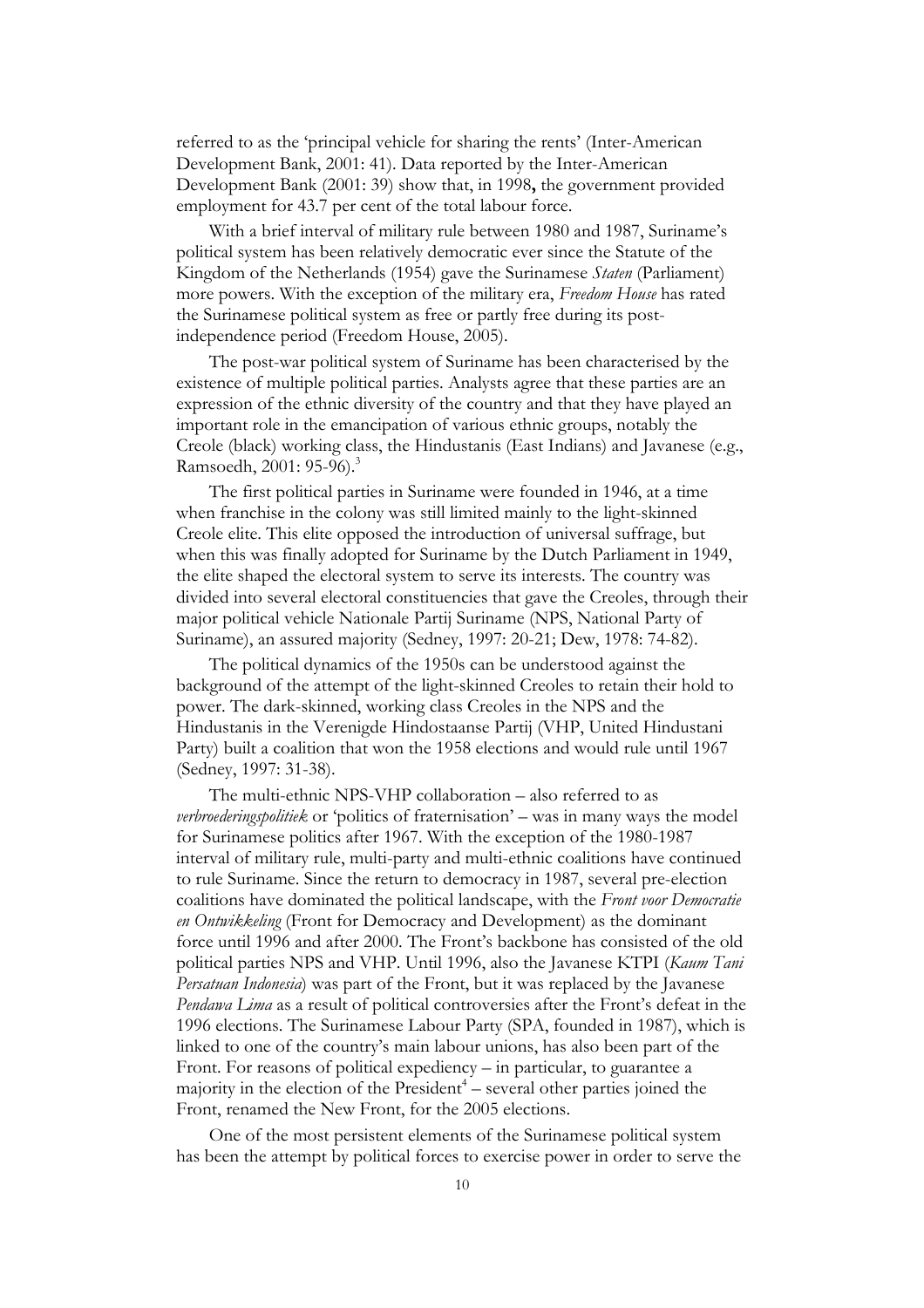referred to as the 'principal vehicle for sharing the rents' (Inter-American Development Bank, 2001: 41). Data reported by the Inter-American Development Bank (2001: 39) show that, in 1998**,** the government provided employment for 43.7 per cent of the total labour force.

With a brief interval of military rule between 1980 and 1987, Suriname's political system has been relatively democratic ever since the Statute of the Kingdom of the Netherlands (1954) gave the Surinamese *Staten* (Parliament) more powers. With the exception of the military era, *Freedom House* has rated the Surinamese political system as free or partly free during its post-independence period (Freedom House, 2005).

The post-war political system of Suriname has been characterised by the existence of multiple political parties. Analysts agree that these parties are an expression of the ethnic diversity of the country and that they have played an important role in the emancipation of various ethnic groups, notably the Creole (black) working class, the Hindustanis (East Indians) and Javanese (e.g., Ramsoedh, 2001: 95-96).[3]

The first political parties in Suriname were founded in 1946, at a time when franchise in the colony was still limited mainly to the light-skinned Creole elite. This elite opposed the introduction of universal suffrage, but when this was finally adopted for Suriname by the Dutch Parliament in 1949, the elite shaped the electoral system to serve its interests. The country was divided into several electoral constituencies that gave the Creoles, through their major political vehicle Nationale Partij Suriname (NPS, National Party of Suriname), an assured majority (Sedney, 1997: 20-21; Dew, 1978: 74-82).

The political dynamics of the 1950s can be understood against the background of the attempt of the light-skinned Creoles to retain their hold to power. The dark-skinned, working class Creoles in the NPS and the Hindustanis in the Verenigde Hindostaanse Partij (VHP, United Hindustani Party) built a coalition that won the 1958 elections and would rule until 1967 (Sedney, 1997: 31-38).

The multi-ethnic NPS-VHP collaboration – also referred to as *verbroederingspolitiek* or 'politics of fraternisation' – was in many ways the model for Surinamese politics after 1967. With the exception of the 1980-1987 interval of military rule, multi-party and multi-ethnic coalitions have continued to rule Suriname. Since the return to democracy in 1987, several pre-election coalitions have dominated the political landscape, with the *Front voor Democratie en Ontwikkeling* (Front for Democracy and Development) as the dominant force until 1996 and after 2000. The Front's backbone has consisted of the old political parties NPS and VHP. Until 1996, also the Javanese KTPI (*Kaum Tani Persatuan Indonesia*) was part of the Front, but it was replaced by the Javanese *Pendawa Lima* as a result of political controversies after the Front's defeat in the 1996 elections. The Surinamese Labour Party (SPA, founded in 1987), which is linked to one of the country's main labour unions, has also been part of the Front. For reasons of political expediency – in particular, to guarantee a majority in the election of the President[4] – several other parties joined the Front, renamed the New Front, for the 2005 elections.

One of the most persistent elements of the Surinamese political system has been the attempt by political forces to exercise power in order to serve the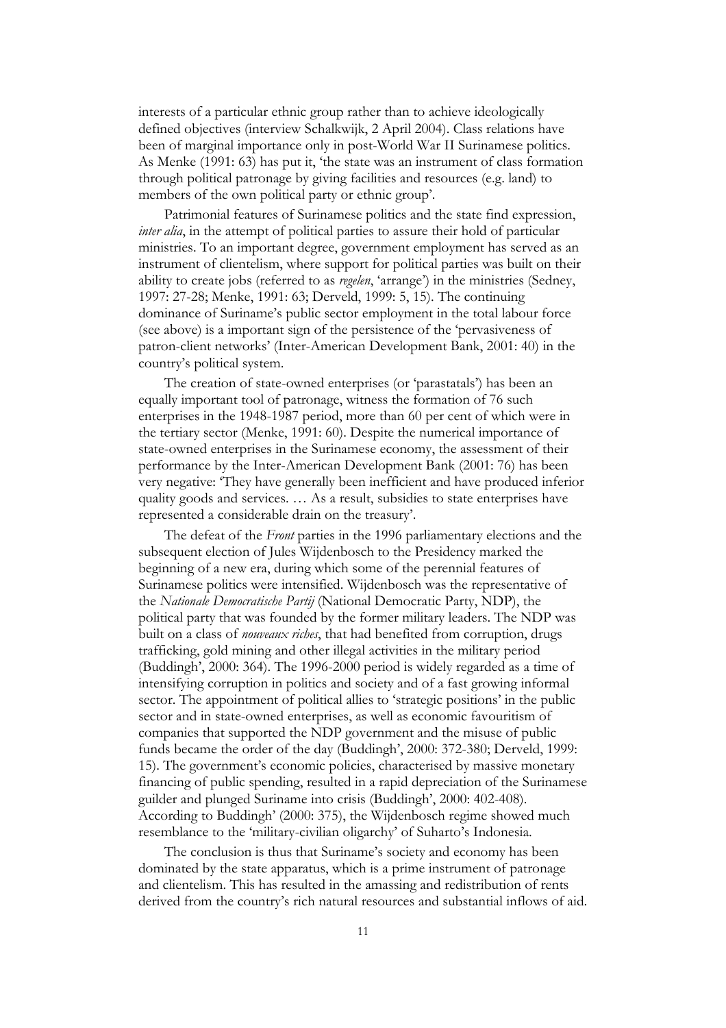interests of a particular ethnic group rather than to achieve ideologically defined objectives (interview Schalkwijk, 2 April 2004). Class relations have been of marginal importance only in post-World War II Surinamese politics. As Menke (1991: 63) has put it, 'the state was an instrument of class formation through political patronage by giving facilities and resources (e.g. land) to members of the own political party or ethnic group'.

Patrimonial features of Surinamese politics and the state find expression, *inter alia*, in the attempt of political parties to assure their hold of particular ministries. To an important degree, government employment has served as an instrument of clientelism, where support for political parties was built on their ability to create jobs (referred to as *regelen*, 'arrange') in the ministries (Sedney, 1997: 27-28; Menke, 1991: 63; Derveld, 1999: 5, 15). The continuing dominance of Suriname's public sector employment in the total labour force (see above) is a important sign of the persistence of the 'pervasiveness of patron-client networks' (Inter-American Development Bank, 2001: 40) in the country's political system.

The creation of state-owned enterprises (or 'parastatals') has been an equally important tool of patronage, witness the formation of 76 such enterprises in the 1948-1987 period, more than 60 per cent of which were in the tertiary sector (Menke, 1991: 60). Despite the numerical importance of state-owned enterprises in the Surinamese economy, the assessment of their performance by the Inter-American Development Bank (2001: 76) has been very negative: 'They have generally been inefficient and have produced inferior quality goods and services. … As a result, subsidies to state enterprises have represented a considerable drain on the treasury'.

The defeat of the *Front* parties in the 1996 parliamentary elections and the subsequent election of Jules Wijdenbosch to the Presidency marked the beginning of a new era, during which some of the perennial features of Surinamese politics were intensified. Wijdenbosch was the representative of the *Nationale Democratische Partij* (National Democratic Party, NDP), the political party that was founded by the former military leaders. The NDP was built on a class of *nouveaux riches*, that had benefited from corruption, drugs trafficking, gold mining and other illegal activities in the military period (Buddingh', 2000: 364). The 1996-2000 period is widely regarded as a time of intensifying corruption in politics and society and of a fast growing informal sector. The appointment of political allies to 'strategic positions' in the public sector and in state-owned enterprises, as well as economic favouritism of companies that supported the NDP government and the misuse of public funds became the order of the day (Buddingh', 2000: 372-380; Derveld, 1999: 15). The government's economic policies, characterised by massive monetary financing of public spending, resulted in a rapid depreciation of the Surinamese guilder and plunged Suriname into crisis (Buddingh', 2000: 402-408). According to Buddingh' (2000: 375), the Wijdenbosch regime showed much resemblance to the 'military-civilian oligarchy' of Suharto's Indonesia.

The conclusion is thus that Suriname's society and economy has been dominated by the state apparatus, which is a prime instrument of patronage and clientelism. This has resulted in the amassing and redistribution of rents derived from the country's rich natural resources and substantial inflows of aid.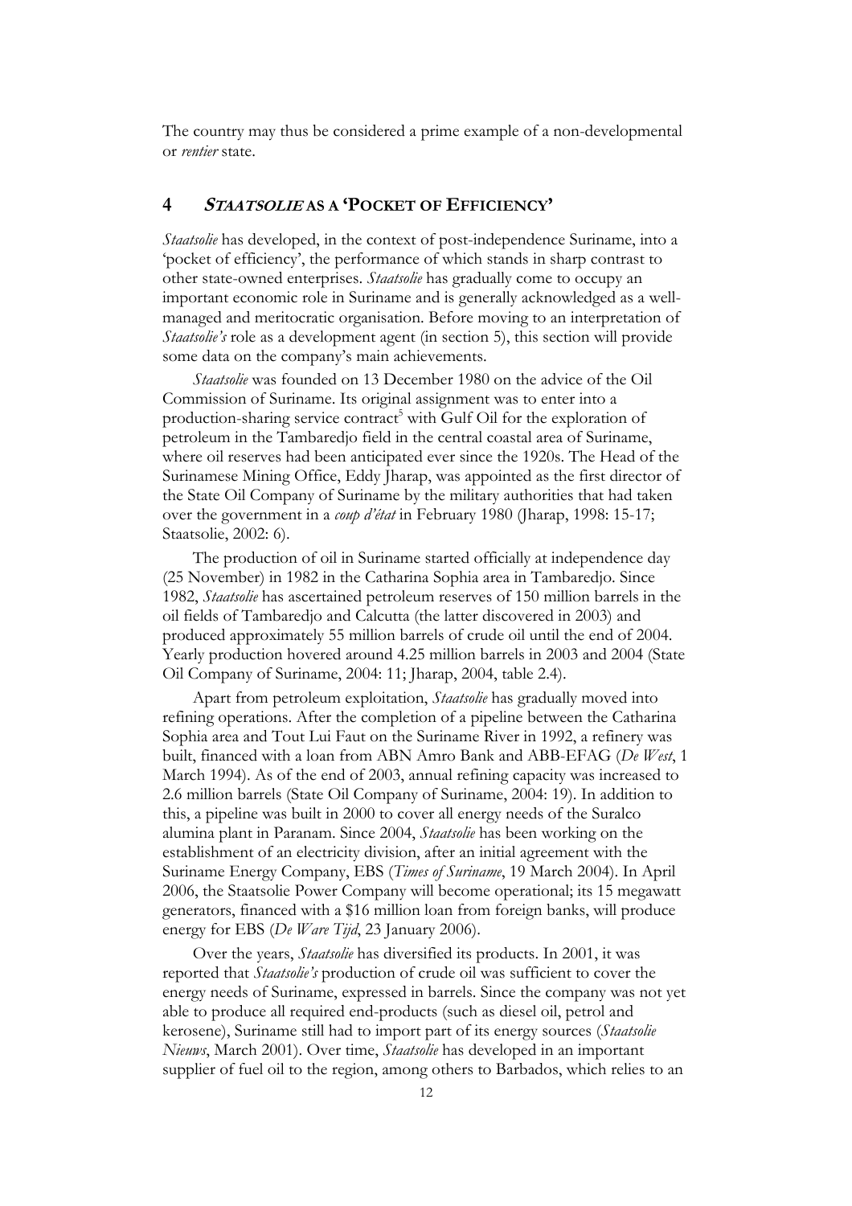The country may thus be considered a prime example of a non-developmental or *rentier* state.

## 4 *STAATSOLIE* AS A 'POCKET OF EFFICIENCY'

*Staatsolie* has developed, in the context of post-independence Suriname, into a 'pocket of efficiency', the performance of which stands in sharp contrast to other state-owned enterprises. *Staatsolie* has gradually come to occupy an important economic role in Suriname and is generally acknowledged as a well-managed and meritocratic organisation. Before moving to an interpretation of *Staatsolie's* role as a development agent (in section 5), this section will provide some data on the company's main achievements.

*Staatsolie* was founded on 13 December 1980 on the advice of the Oil Commission of Suriname. Its original assignment was to enter into a production-sharing service contract[5] with Gulf Oil for the exploration of petroleum in the Tambaredjo field in the central coastal area of Suriname, where oil reserves had been anticipated ever since the 1920s. The Head of the Surinamese Mining Office, Eddy Jharap, was appointed as the first director of the State Oil Company of Suriname by the military authorities that had taken over the government in a *coup d'état* in February 1980 (Jharap, 1998: 15-17; Staatsolie, 2002: 6).

The production of oil in Suriname started officially at independence day (25 November) in 1982 in the Catharina Sophia area in Tambaredjo. Since 1982, *Staatsolie* has ascertained petroleum reserves of 150 million barrels in the oil fields of Tambaredjo and Calcutta (the latter discovered in 2003) and produced approximately 55 million barrels of crude oil until the end of 2004. Yearly production hovered around 4.25 million barrels in 2003 and 2004 (State Oil Company of Suriname, 2004: 11; Jharap, 2004, table 2.4).

Apart from petroleum exploitation, *Staatsolie* has gradually moved into refining operations. After the completion of a pipeline between the Catharina Sophia area and Tout Lui Faut on the Suriname River in 1992, a refinery was built, financed with a loan from ABN Amro Bank and ABB-EFAG (*De West*, 1 March 1994). As of the end of 2003, annual refining capacity was increased to 2.6 million barrels (State Oil Company of Suriname, 2004: 19). In addition to this, a pipeline was built in 2000 to cover all energy needs of the Suralco alumina plant in Paranam. Since 2004, *Staatsolie* has been working on the establishment of an electricity division, after an initial agreement with the Suriname Energy Company, EBS (*Times of Suriname*, 19 March 2004). In April 2006, the Staatsolie Power Company will become operational; its 15 megawatt generators, financed with a \$16 million loan from foreign banks, will produce energy for EBS (*De Ware Tijd*, 23 January 2006).

Over the years, *Staatsolie* has diversified its products. In 2001, it was reported that *Staatsolie's* production of crude oil was sufficient to cover the energy needs of Suriname, expressed in barrels. Since the company was not yet able to produce all required end-products (such as diesel oil, petrol and kerosene), Suriname still had to import part of its energy sources (*Staatsolie Nieuws*, March 2001). Over time, *Staatsolie* has developed in an important supplier of fuel oil to the region, among others to Barbados, which relies to an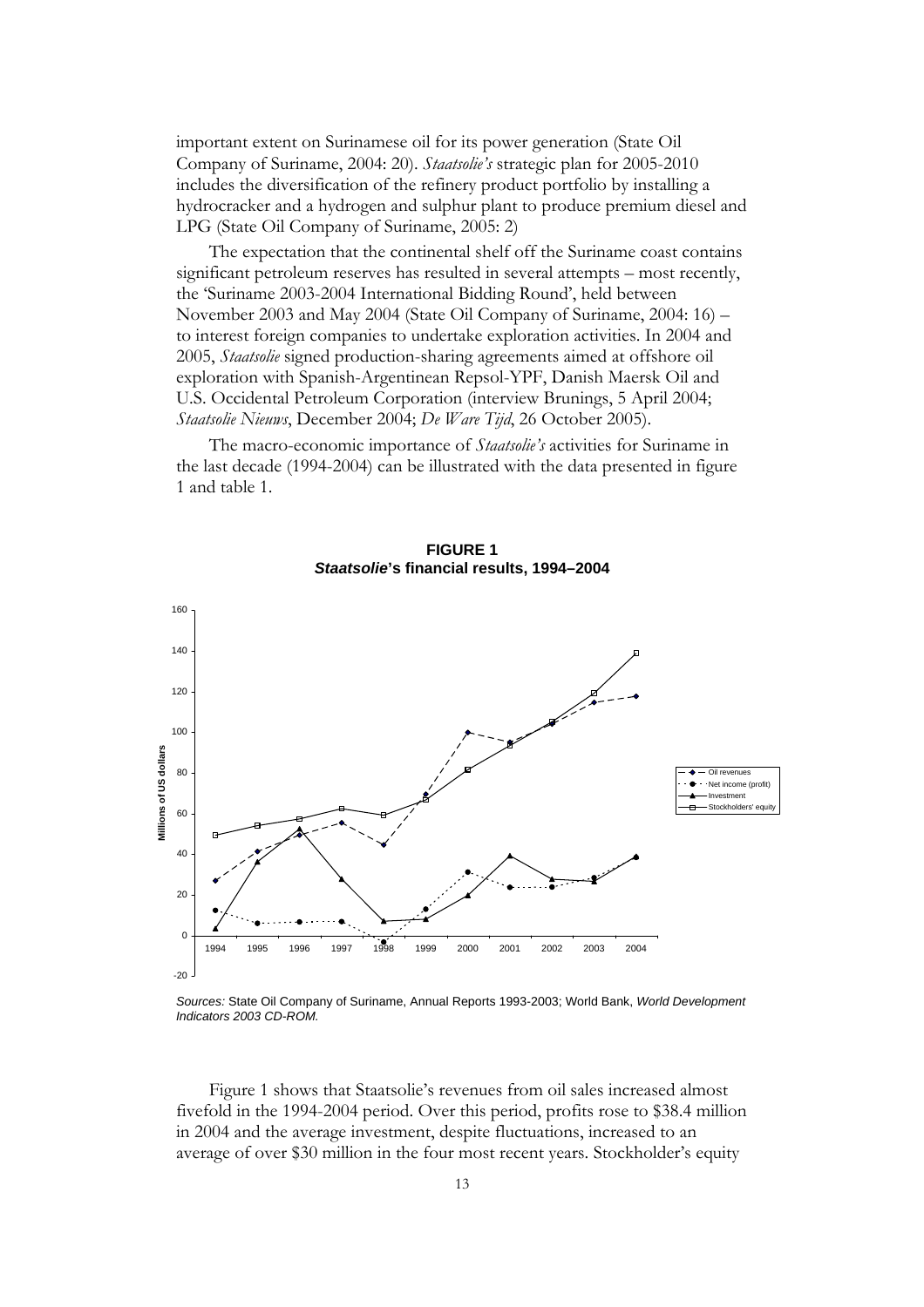important extent on Surinamese oil for its power generation (State Oil Company of Suriname, 2004: 20). *Staatsolie's* strategic plan for 2005-2010 includes the diversification of the refinery product portfolio by installing a hydrocracker and a hydrogen and sulphur plant to produce premium diesel and LPG (State Oil Company of Suriname, 2005: 2)

The expectation that the continental shelf off the Suriname coast contains significant petroleum reserves has resulted in several attempts – most recently, the 'Suriname 2003-2004 International Bidding Round', held between November 2003 and May 2004 (State Oil Company of Suriname, 2004: 16) – to interest foreign companies to undertake exploration activities. In 2004 and 2005, *Staatsolie* signed production-sharing agreements aimed at offshore oil exploration with Spanish-Argentinean Repsol-YPF, Danish Maersk Oil and U.S. Occidental Petroleum Corporation (interview Brunings, 5 April 2004; *Staatsolie Nieuws*, December 2004; *De Ware Tijd*, 26 October 2005).

The macro-economic importance of *Staatsolie's* activities for Suriname in the last decade (1994-2004) can be illustrated with the data presented in figure 1 and table 1.

**FIGURE 1**
***Staatsolie*'s financial results, 1994–2004**

*Sources:* State Oil Company of Suriname, Annual Reports 1993-2003; World Bank, *World Development Indicators 2003 CD-ROM.*

Figure 1 shows that Staatsolie's revenues from oil sales increased almost fivefold in the 1994-2004 period. Over this period, profits rose to $38.4 million in 2004 and the average investment, despite fluctuations, increased to an average of over $30 million in the four most recent years. Stockholder's equity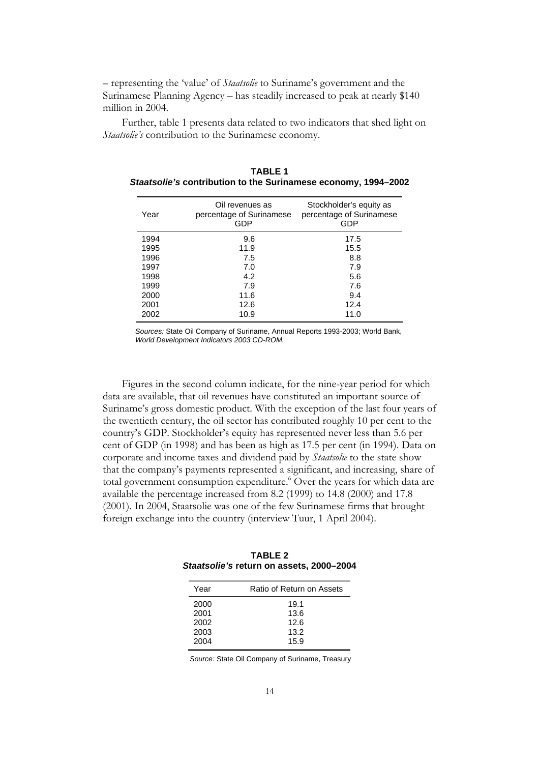– representing the 'value' of *Staatsolie* to Suriname's government and the Surinamese Planning Agency – has steadily increased to peak at nearly $140 million in 2004.

Further, table 1 presents data related to two indicators that shed light on *Staatsolie's* contribution to the Surinamese economy.

**TABLE 1**
***Staatsolie's* contribution to the Surinamese economy, 1994–2002**

| Year | Oil revenues as percentage of Surinamese GDP | Stockholder's equity as percentage of Surinamese GDP |
|---|---|---|
| 1994 | 9.6 | 17.5 |
| 1995 | 11.9 | 15.5 |
| 1996 | 7.5 | 8.8 |
| 1997 | 7.0 | 7.9 |
| 1998 | 4.2 | 5.6 |
| 1999 | 7.9 | 7.6 |
| 2000 | 11.6 | 9.4 |
| 2001 | 12.6 | 12.4 |
| 2002 | 10.9 | 11.0 |

*Sources:* State Oil Company of Suriname, Annual Reports 1993-2003; World Bank, *World Development Indicators 2003 CD-ROM.*

Figures in the second column indicate, for the nine-year period for which data are available, that oil revenues have constituted an important source of Suriname's gross domestic product. With the exception of the last four years of the twentieth century, the oil sector has contributed roughly 10 per cent to the country's GDP. Stockholder's equity has represented never less than 5.6 per cent of GDP (in 1998) and has been as high as 17.5 per cent (in 1994). Data on corporate and income taxes and dividend paid by *Staatsolie* to the state show that the company's payments represented a significant, and increasing, share of total government consumption expenditure.[6] Over the years for which data are available the percentage increased from 8.2 (1999) to 14.8 (2000) and 17.8 (2001). In 2004, Staatsolie was one of the few Surinamese firms that brought foreign exchange into the country (interview Tuur, 1 April 2004).

**TABLE 2**
***Staatsolie's* return on assets, 2000–2004**

| Year | Ratio of Return on Assets |
|---|---|
| 2000 | 19.1 |
| 2001 | 13.6 |
| 2002 | 12.6 |
| 2003 | 13.2 |
| 2004 | 15.9 |

*Source:* State Oil Company of Suriname, Treasury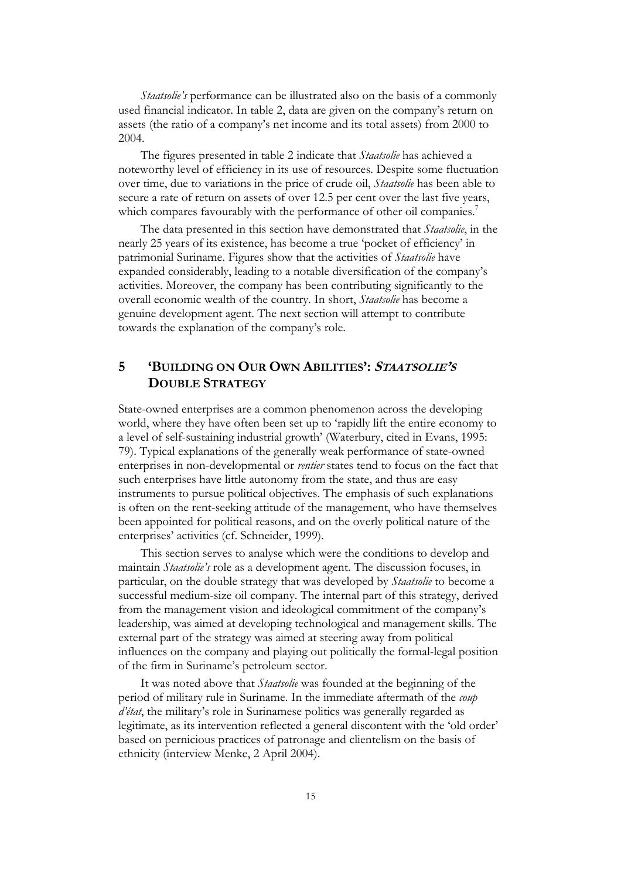*Staatsolie's* performance can be illustrated also on the basis of a commonly used financial indicator. In table 2, data are given on the company's return on assets (the ratio of a company's net income and its total assets) from 2000 to 2004.

The figures presented in table 2 indicate that *Staatsolie* has achieved a noteworthy level of efficiency in its use of resources. Despite some fluctuation over time, due to variations in the price of crude oil, *Staatsolie* has been able to secure a rate of return on assets of over 12.5 per cent over the last five years, which compares favourably with the performance of other oil companies.[7]

The data presented in this section have demonstrated that *Staatsolie*, in the nearly 25 years of its existence, has become a true 'pocket of efficiency' in patrimonial Suriname. Figures show that the activities of *Staatsolie* have expanded considerably, leading to a notable diversification of the company's activities. Moreover, the company has been contributing significantly to the overall economic wealth of the country. In short, *Staatsolie* has become a genuine development agent. The next section will attempt to contribute towards the explanation of the company's role.

## 5 'BUILDING ON OUR OWN ABILITIES': *STAATSOLIE'S* DOUBLE STRATEGY

State-owned enterprises are a common phenomenon across the developing world, where they have often been set up to 'rapidly lift the entire economy to a level of self-sustaining industrial growth' (Waterbury, cited in Evans, 1995: 79). Typical explanations of the generally weak performance of state-owned enterprises in non-developmental or *rentier* states tend to focus on the fact that such enterprises have little autonomy from the state, and thus are easy instruments to pursue political objectives. The emphasis of such explanations is often on the rent-seeking attitude of the management, who have themselves been appointed for political reasons, and on the overly political nature of the enterprises' activities (cf. Schneider, 1999).

This section serves to analyse which were the conditions to develop and maintain *Staatsolie's* role as a development agent. The discussion focuses, in particular, on the double strategy that was developed by *Staatsolie* to become a successful medium-size oil company. The internal part of this strategy, derived from the management vision and ideological commitment of the company's leadership, was aimed at developing technological and management skills. The external part of the strategy was aimed at steering away from political influences on the company and playing out politically the formal-legal position of the firm in Suriname's petroleum sector.

It was noted above that *Staatsolie* was founded at the beginning of the period of military rule in Suriname. In the immediate aftermath of the *coup d'état*, the military's role in Surinamese politics was generally regarded as legitimate, as its intervention reflected a general discontent with the 'old order' based on pernicious practices of patronage and clientelism on the basis of ethnicity (interview Menke, 2 April 2004).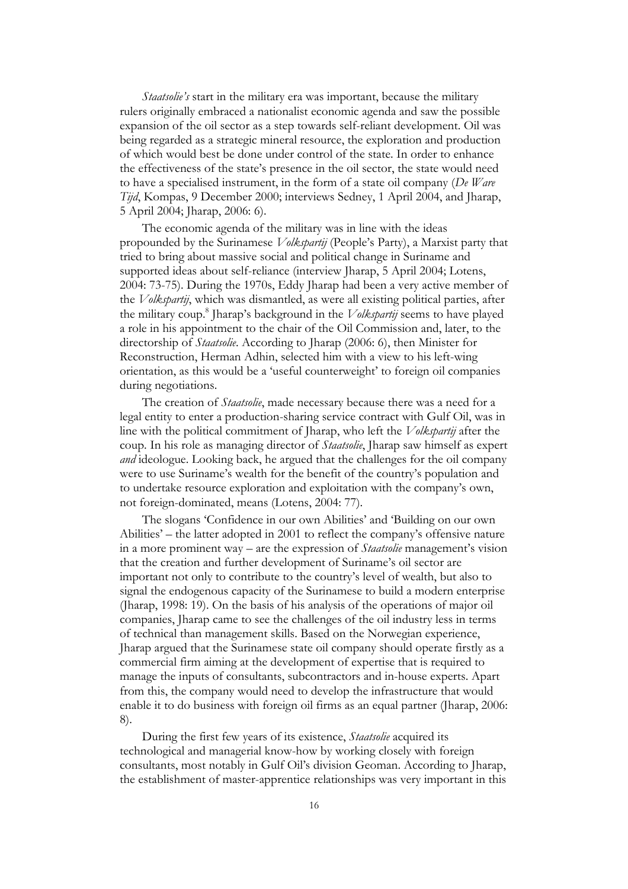*Staatsolie's* start in the military era was important, because the military rulers originally embraced a nationalist economic agenda and saw the possible expansion of the oil sector as a step towards self-reliant development. Oil was being regarded as a strategic mineral resource, the exploration and production of which would best be done under control of the state. In order to enhance the effectiveness of the state's presence in the oil sector, the state would need to have a specialised instrument, in the form of a state oil company (*De Ware Tijd*, Kompas, 9 December 2000; interviews Sedney, 1 April 2004, and Jharap, 5 April 2004; Jharap, 2006: 6).

The economic agenda of the military was in line with the ideas propounded by the Surinamese *Volkspartij* (People's Party), a Marxist party that tried to bring about massive social and political change in Suriname and supported ideas about self-reliance (interview Jharap, 5 April 2004; Lotens, 2004: 73-75). During the 1970s, Eddy Jharap had been a very active member of the *Volkspartij*, which was dismantled, as were all existing political parties, after the military coup.[8] Jharap's background in the *Volkspartij* seems to have played a role in his appointment to the chair of the Oil Commission and, later, to the directorship of *Staatsolie*. According to Jharap (2006: 6), then Minister for Reconstruction, Herman Adhin, selected him with a view to his left-wing orientation, as this would be a 'useful counterweight' to foreign oil companies during negotiations.

The creation of *Staatsolie*, made necessary because there was a need for a legal entity to enter a production-sharing service contract with Gulf Oil, was in line with the political commitment of Jharap, who left the *Volkspartij* after the coup. In his role as managing director of *Staatsolie*, Jharap saw himself as expert *and* ideologue. Looking back, he argued that the challenges for the oil company were to use Suriname's wealth for the benefit of the country's population and to undertake resource exploration and exploitation with the company's own, not foreign-dominated, means (Lotens, 2004: 77).

The slogans 'Confidence in our own Abilities' and 'Building on our own Abilities' – the latter adopted in 2001 to reflect the company's offensive nature in a more prominent way – are the expression of *Staatsolie* management's vision that the creation and further development of Suriname's oil sector are important not only to contribute to the country's level of wealth, but also to signal the endogenous capacity of the Surinamese to build a modern enterprise (Jharap, 1998: 19). On the basis of his analysis of the operations of major oil companies, Jharap came to see the challenges of the oil industry less in terms of technical than management skills. Based on the Norwegian experience, Jharap argued that the Surinamese state oil company should operate firstly as a commercial firm aiming at the development of expertise that is required to manage the inputs of consultants, subcontractors and in-house experts. Apart from this, the company would need to develop the infrastructure that would enable it to do business with foreign oil firms as an equal partner (Jharap, 2006: 8).

During the first few years of its existence, *Staatsolie* acquired its technological and managerial know-how by working closely with foreign consultants, most notably in Gulf Oil's division Geoman. According to Jharap, the establishment of master-apprentice relationships was very important in this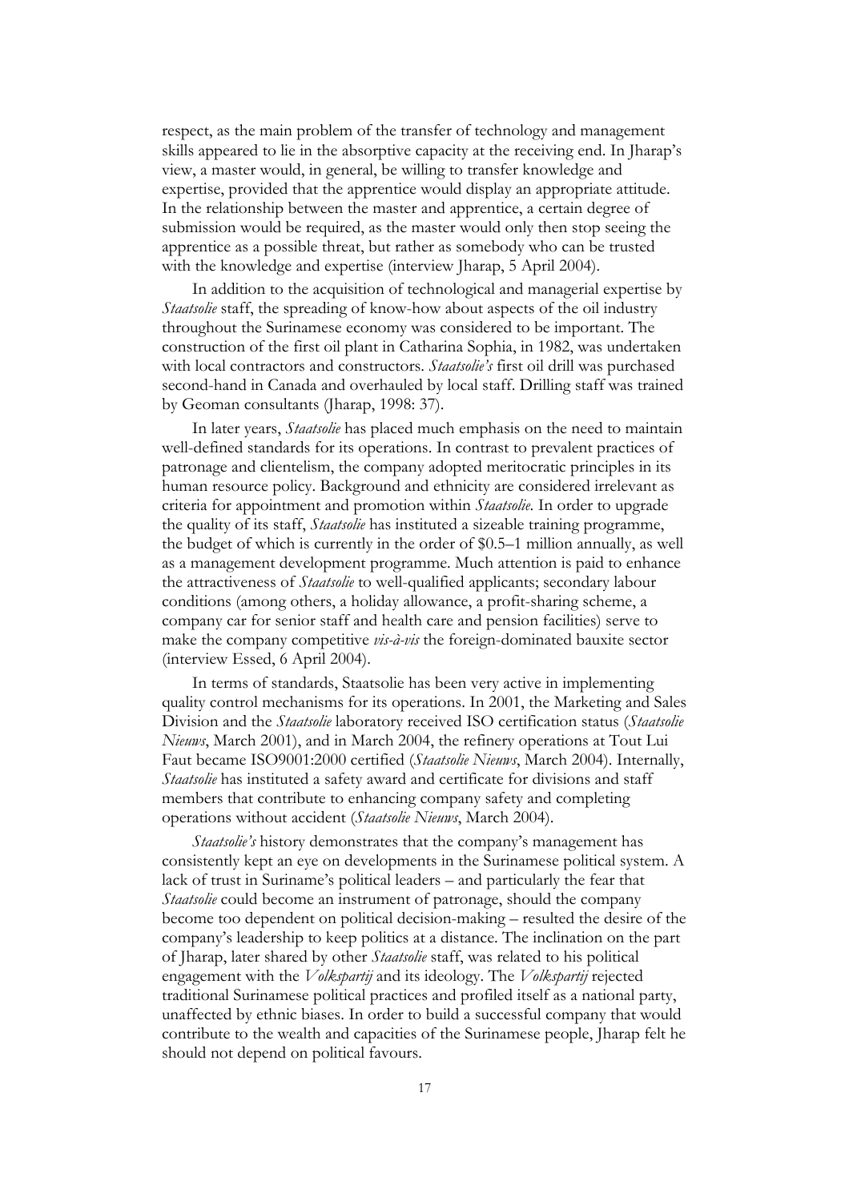respect, as the main problem of the transfer of technology and management skills appeared to lie in the absorptive capacity at the receiving end. In Jharap's view, a master would, in general, be willing to transfer knowledge and expertise, provided that the apprentice would display an appropriate attitude. In the relationship between the master and apprentice, a certain degree of submission would be required, as the master would only then stop seeing the apprentice as a possible threat, but rather as somebody who can be trusted with the knowledge and expertise (interview Jharap, 5 April 2004).

In addition to the acquisition of technological and managerial expertise by *Staatsolie* staff, the spreading of know-how about aspects of the oil industry throughout the Surinamese economy was considered to be important. The construction of the first oil plant in Catharina Sophia, in 1982, was undertaken with local contractors and constructors. *Staatsolie's* first oil drill was purchased second-hand in Canada and overhauled by local staff. Drilling staff was trained by Geoman consultants (Jharap, 1998: 37).

In later years, *Staatsolie* has placed much emphasis on the need to maintain well-defined standards for its operations. In contrast to prevalent practices of patronage and clientelism, the company adopted meritocratic principles in its human resource policy. Background and ethnicity are considered irrelevant as criteria for appointment and promotion within *Staatsolie*. In order to upgrade the quality of its staff, *Staatsolie* has instituted a sizeable training programme, the budget of which is currently in the order of $0.5–1 million annually, as well as a management development programme. Much attention is paid to enhance the attractiveness of *Staatsolie* to well-qualified applicants; secondary labour conditions (among others, a holiday allowance, a profit-sharing scheme, a company car for senior staff and health care and pension facilities) serve to make the company competitive *vis-à-vis* the foreign-dominated bauxite sector (interview Essed, 6 April 2004).

In terms of standards, Staatsolie has been very active in implementing quality control mechanisms for its operations. In 2001, the Marketing and Sales Division and the *Staatsolie* laboratory received ISO certification status (*Staatsolie Nieuws*, March 2001), and in March 2004, the refinery operations at Tout Lui Faut became ISO9001:2000 certified (*Staatsolie Nieuws*, March 2004). Internally, *Staatsolie* has instituted a safety award and certificate for divisions and staff members that contribute to enhancing company safety and completing operations without accident (*Staatsolie Nieuws*, March 2004).

*Staatsolie's* history demonstrates that the company's management has consistently kept an eye on developments in the Surinamese political system. A lack of trust in Suriname's political leaders – and particularly the fear that *Staatsolie* could become an instrument of patronage, should the company become too dependent on political decision-making – resulted the desire of the company's leadership to keep politics at a distance. The inclination on the part of Jharap, later shared by other *Staatsolie* staff, was related to his political engagement with the *Volkspartij* and its ideology. The *Volkspartij* rejected traditional Surinamese political practices and profiled itself as a national party, unaffected by ethnic biases. In order to build a successful company that would contribute to the wealth and capacities of the Surinamese people, Jharap felt he should not depend on political favours.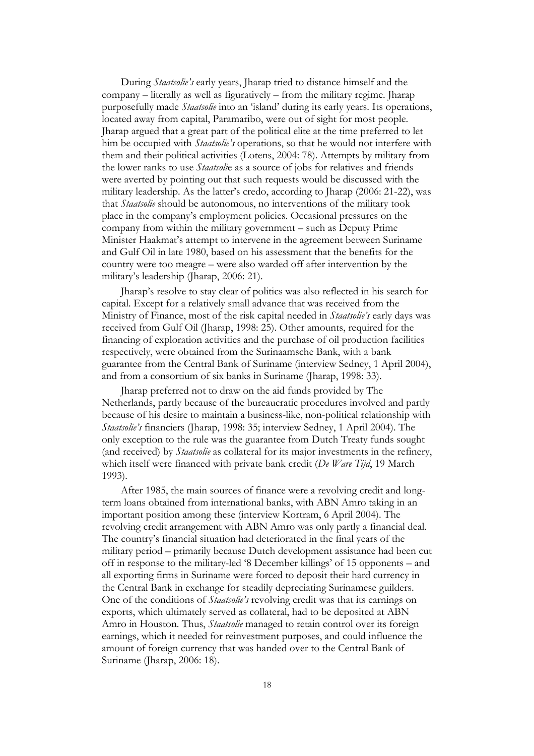During *Staatsolie's* early years, Jharap tried to distance himself and the company – literally as well as figuratively – from the military regime. Jharap purposefully made *Staatsolie* into an 'island' during its early years. Its operations, located away from capital, Paramaribo, were out of sight for most people. Jharap argued that a great part of the political elite at the time preferred to let him be occupied with *Staatsolie's* operations, so that he would not interfere with them and their political activities (Lotens, 2004: 78). Attempts by military from the lower ranks to use *Staatsolie* as a source of jobs for relatives and friends were averted by pointing out that such requests would be discussed with the military leadership. As the latter's credo, according to Jharap (2006: 21-22), was that *Staatsolie* should be autonomous, no interventions of the military took place in the company's employment policies. Occasional pressures on the company from within the military government – such as Deputy Prime Minister Haakmat's attempt to intervene in the agreement between Suriname and Gulf Oil in late 1980, based on his assessment that the benefits for the country were too meagre – were also warded off after intervention by the military's leadership (Jharap, 2006: 21).

Jharap's resolve to stay clear of politics was also reflected in his search for capital. Except for a relatively small advance that was received from the Ministry of Finance, most of the risk capital needed in *Staatsolie's* early days was received from Gulf Oil (Jharap, 1998: 25). Other amounts, required for the financing of exploration activities and the purchase of oil production facilities respectively, were obtained from the Surinaamsche Bank, with a bank guarantee from the Central Bank of Suriname (interview Sedney, 1 April 2004), and from a consortium of six banks in Suriname (Jharap, 1998: 33).

Jharap preferred not to draw on the aid funds provided by The Netherlands, partly because of the bureaucratic procedures involved and partly because of his desire to maintain a business-like, non-political relationship with *Staatsolie's* financiers (Jharap, 1998: 35; interview Sedney, 1 April 2004). The only exception to the rule was the guarantee from Dutch Treaty funds sought (and received) by *Staatsolie* as collateral for its major investments in the refinery, which itself were financed with private bank credit (*De Ware Tijd*, 19 March 1993).

After 1985, the main sources of finance were a revolving credit and long-term loans obtained from international banks, with ABN Amro taking in an important position among these (interview Kortram, 6 April 2004). The revolving credit arrangement with ABN Amro was only partly a financial deal. The country's financial situation had deteriorated in the final years of the military period – primarily because Dutch development assistance had been cut off in response to the military-led '8 December killings' of 15 opponents – and all exporting firms in Suriname were forced to deposit their hard currency in the Central Bank in exchange for steadily depreciating Surinamese guilders. One of the conditions of *Staatsolie's* revolving credit was that its earnings on exports, which ultimately served as collateral, had to be deposited at ABN Amro in Houston. Thus, *Staatsolie* managed to retain control over its foreign earnings, which it needed for reinvestment purposes, and could influence the amount of foreign currency that was handed over to the Central Bank of Suriname (Jharap, 2006: 18).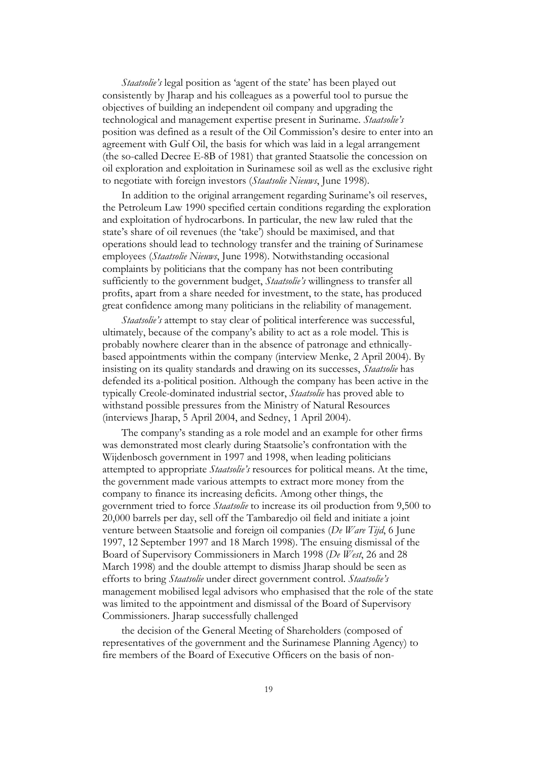*Staatsolie's* legal position as 'agent of the state' has been played out consistently by Jharap and his colleagues as a powerful tool to pursue the objectives of building an independent oil company and upgrading the technological and management expertise present in Suriname. *Staatsolie's* position was defined as a result of the Oil Commission's desire to enter into an agreement with Gulf Oil, the basis for which was laid in a legal arrangement (the so-called Decree E-8B of 1981) that granted Staatsolie the concession on oil exploration and exploitation in Surinamese soil as well as the exclusive right to negotiate with foreign investors (*Staatsolie Nieuws*, June 1998).

In addition to the original arrangement regarding Suriname's oil reserves, the Petroleum Law 1990 specified certain conditions regarding the exploration and exploitation of hydrocarbons. In particular, the new law ruled that the state's share of oil revenues (the 'take') should be maximised, and that operations should lead to technology transfer and the training of Surinamese employees (*Staatsolie Nieuws*, June 1998). Notwithstanding occasional complaints by politicians that the company has not been contributing sufficiently to the government budget, *Staatsolie's* willingness to transfer all profits, apart from a share needed for investment, to the state, has produced great confidence among many politicians in the reliability of management.

*Staatsolie's* attempt to stay clear of political interference was successful, ultimately, because of the company's ability to act as a role model. This is probably nowhere clearer than in the absence of patronage and ethnically-based appointments within the company (interview Menke, 2 April 2004). By insisting on its quality standards and drawing on its successes, *Staatsolie* has defended its a-political position. Although the company has been active in the typically Creole-dominated industrial sector, *Staatsolie* has proved able to withstand possible pressures from the Ministry of Natural Resources (interviews Jharap, 5 April 2004, and Sedney, 1 April 2004).

The company's standing as a role model and an example for other firms was demonstrated most clearly during Staatsolie's confrontation with the Wijdenbosch government in 1997 and 1998, when leading politicians attempted to appropriate *Staatsolie's* resources for political means. At the time, the government made various attempts to extract more money from the company to finance its increasing deficits. Among other things, the government tried to force *Staatsolie* to increase its oil production from 9,500 to 20,000 barrels per day, sell off the Tambaredjo oil field and initiate a joint venture between Staatsolie and foreign oil companies (*De Ware Tijd*, 6 June 1997, 12 September 1997 and 18 March 1998). The ensuing dismissal of the Board of Supervisory Commissioners in March 1998 (*De West*, 26 and 28 March 1998) and the double attempt to dismiss Jharap should be seen as efforts to bring *Staatsolie* under direct government control. *Staatsolie's* management mobilised legal advisors who emphasised that the role of the state was limited to the appointment and dismissal of the Board of Supervisory Commissioners. Jharap successfully challenged

the decision of the General Meeting of Shareholders (composed of representatives of the government and the Surinamese Planning Agency) to fire members of the Board of Executive Officers on the basis of non-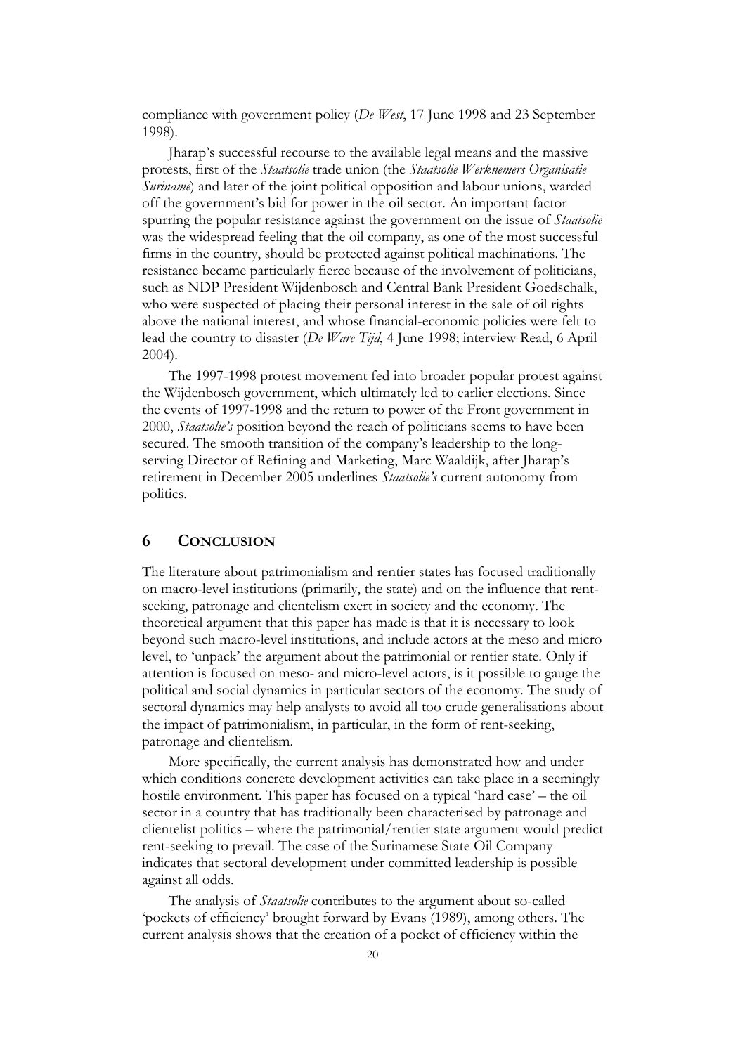compliance with government policy (*De West*, 17 June 1998 and 23 September 1998).

Jharap's successful recourse to the available legal means and the massive protests, first of the *Staatsolie* trade union (the *Staatsolie Werknemers Organisatie Suriname*) and later of the joint political opposition and labour unions, warded off the government's bid for power in the oil sector. An important factor spurring the popular resistance against the government on the issue of *Staatsolie* was the widespread feeling that the oil company, as one of the most successful firms in the country, should be protected against political machinations. The resistance became particularly fierce because of the involvement of politicians, such as NDP President Wijdenbosch and Central Bank President Goedschalk, who were suspected of placing their personal interest in the sale of oil rights above the national interest, and whose financial-economic policies were felt to lead the country to disaster (*De Ware Tijd*, 4 June 1998; interview Read, 6 April 2004).

The 1997-1998 protest movement fed into broader popular protest against the Wijdenbosch government, which ultimately led to earlier elections. Since the events of 1997-1998 and the return to power of the Front government in 2000, *Staatsolie's* position beyond the reach of politicians seems to have been secured. The smooth transition of the company's leadership to the long-serving Director of Refining and Marketing, Marc Waaldijk, after Jharap's retirement in December 2005 underlines *Staatsolie's* current autonomy from politics.

## 6 CONCLUSION

The literature about patrimonialism and rentier states has focused traditionally on macro-level institutions (primarily, the state) and on the influence that rent-seeking, patronage and clientelism exert in society and the economy. The theoretical argument that this paper has made is that it is necessary to look beyond such macro-level institutions, and include actors at the meso and micro level, to 'unpack' the argument about the patrimonial or rentier state. Only if attention is focused on meso- and micro-level actors, is it possible to gauge the political and social dynamics in particular sectors of the economy. The study of sectoral dynamics may help analysts to avoid all too crude generalisations about the impact of patrimonialism, in particular, in the form of rent-seeking, patronage and clientelism.

More specifically, the current analysis has demonstrated how and under which conditions concrete development activities can take place in a seemingly hostile environment. This paper has focused on a typical 'hard case' – the oil sector in a country that has traditionally been characterised by patronage and clientelist politics – where the patrimonial/rentier state argument would predict rent-seeking to prevail. The case of the Surinamese State Oil Company indicates that sectoral development under committed leadership is possible against all odds.

The analysis of *Staatsolie* contributes to the argument about so-called 'pockets of efficiency' brought forward by Evans (1989), among others. The current analysis shows that the creation of a pocket of efficiency within the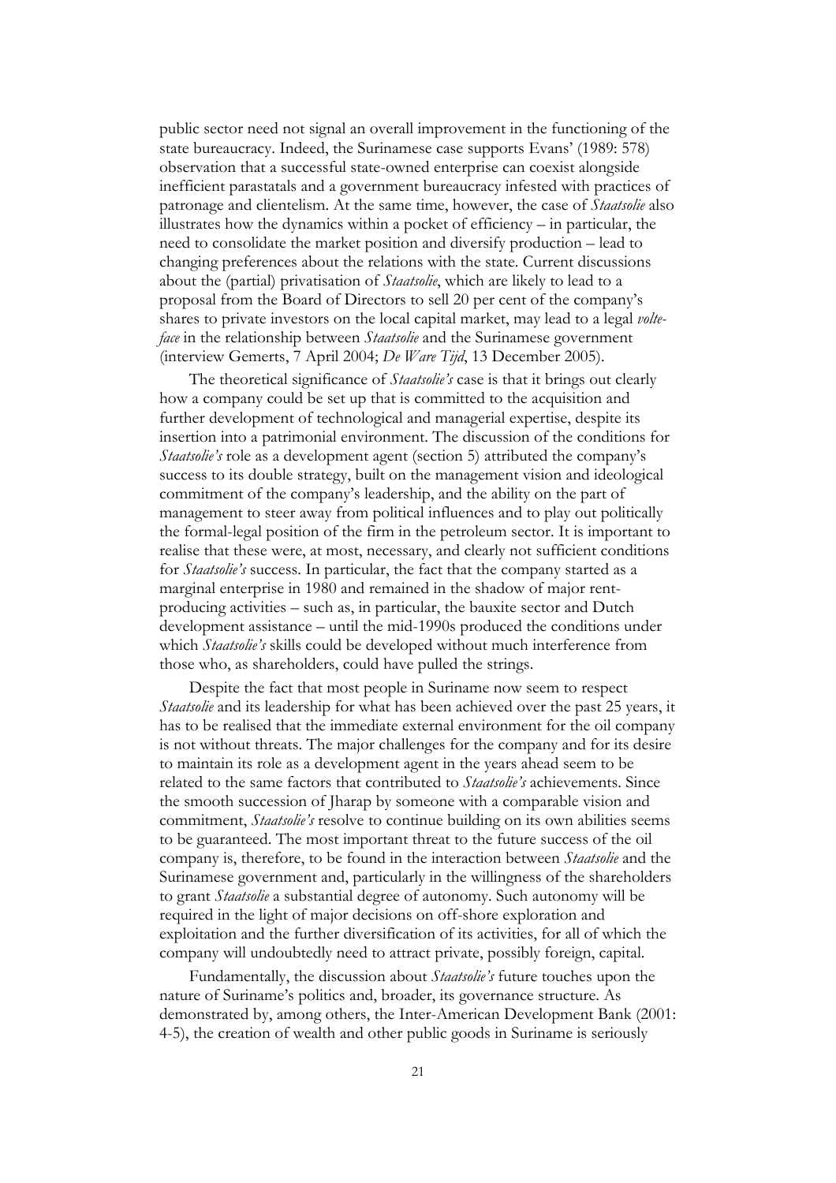public sector need not signal an overall improvement in the functioning of the state bureaucracy. Indeed, the Surinamese case supports Evans' (1989: 578) observation that a successful state-owned enterprise can coexist alongside inefficient parastatals and a government bureaucracy infested with practices of patronage and clientelism. At the same time, however, the case of *Staatsolie* also illustrates how the dynamics within a pocket of efficiency – in particular, the need to consolidate the market position and diversify production – lead to changing preferences about the relations with the state. Current discussions about the (partial) privatisation of *Staatsolie*, which are likely to lead to a proposal from the Board of Directors to sell 20 per cent of the company's shares to private investors on the local capital market, may lead to a legal *volte-face* in the relationship between *Staatsolie* and the Surinamese government (interview Gemerts, 7 April 2004; *De Ware Tijd*, 13 December 2005).

The theoretical significance of *Staatsolie's* case is that it brings out clearly how a company could be set up that is committed to the acquisition and further development of technological and managerial expertise, despite its insertion into a patrimonial environment. The discussion of the conditions for *Staatsolie's* role as a development agent (section 5) attributed the company's success to its double strategy, built on the management vision and ideological commitment of the company's leadership, and the ability on the part of management to steer away from political influences and to play out politically the formal-legal position of the firm in the petroleum sector. It is important to realise that these were, at most, necessary, and clearly not sufficient conditions for *Staatsolie's* success. In particular, the fact that the company started as a marginal enterprise in 1980 and remained in the shadow of major rent-producing activities – such as, in particular, the bauxite sector and Dutch development assistance – until the mid-1990s produced the conditions under which *Staatsolie's* skills could be developed without much interference from those who, as shareholders, could have pulled the strings.

Despite the fact that most people in Suriname now seem to respect *Staatsolie* and its leadership for what has been achieved over the past 25 years, it has to be realised that the immediate external environment for the oil company is not without threats. The major challenges for the company and for its desire to maintain its role as a development agent in the years ahead seem to be related to the same factors that contributed to *Staatsolie's* achievements. Since the smooth succession of Jharap by someone with a comparable vision and commitment, *Staatsolie's* resolve to continue building on its own abilities seems to be guaranteed. The most important threat to the future success of the oil company is, therefore, to be found in the interaction between *Staatsolie* and the Surinamese government and, particularly in the willingness of the shareholders to grant *Staatsolie* a substantial degree of autonomy. Such autonomy will be required in the light of major decisions on off-shore exploration and exploitation and the further diversification of its activities, for all of which the company will undoubtedly need to attract private, possibly foreign, capital.

Fundamentally, the discussion about *Staatsolie's* future touches upon the nature of Suriname's politics and, broader, its governance structure. As demonstrated by, among others, the Inter-American Development Bank (2001: 4-5), the creation of wealth and other public goods in Suriname is seriously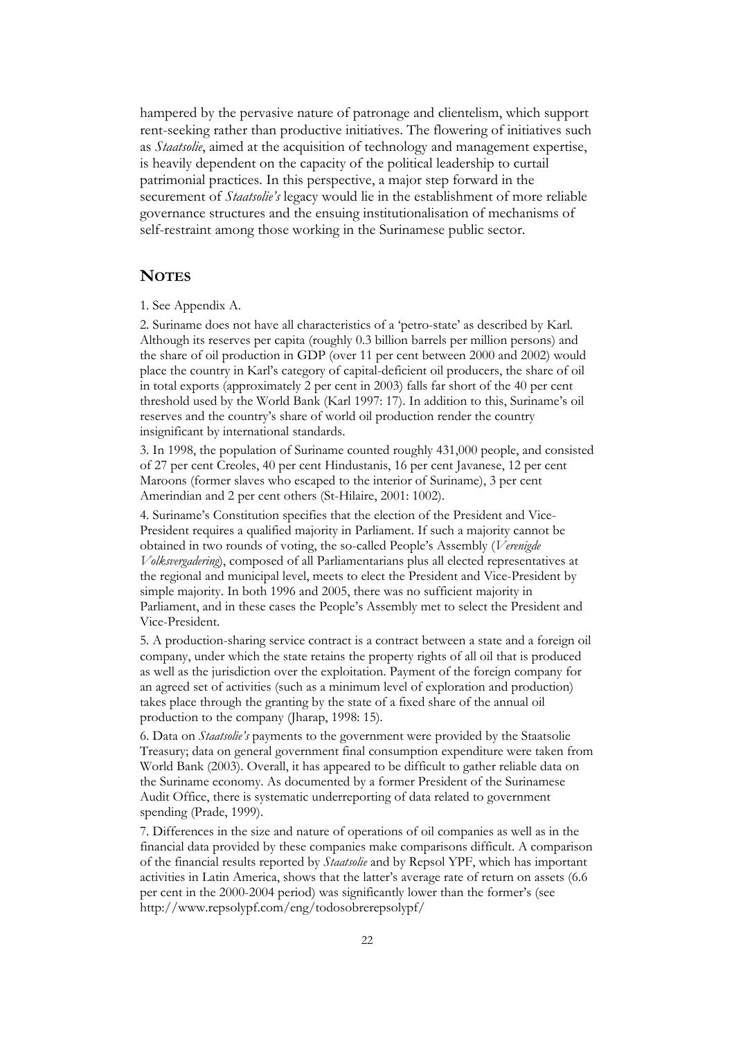hampered by the pervasive nature of patronage and clientelism, which support rent-seeking rather than productive initiatives. The flowering of initiatives such as *Staatsolie*, aimed at the acquisition of technology and management expertise, is heavily dependent on the capacity of the political leadership to curtail patrimonial practices. In this perspective, a major step forward in the securement of *Staatsolie's* legacy would lie in the establishment of more reliable governance structures and the ensuing institutionalisation of mechanisms of self-restraint among those working in the Surinamese public sector.

## NOTES

1. See Appendix A.

2. Suriname does not have all characteristics of a 'petro-state' as described by Karl. Although its reserves per capita (roughly 0.3 billion barrels per million persons) and the share of oil production in GDP (over 11 per cent between 2000 and 2002) would place the country in Karl's category of capital-deficient oil producers, the share of oil in total exports (approximately 2 per cent in 2003) falls far short of the 40 per cent threshold used by the World Bank (Karl 1997: 17). In addition to this, Suriname's oil reserves and the country's share of world oil production render the country insignificant by international standards.

3. In 1998, the population of Suriname counted roughly 431,000 people, and consisted of 27 per cent Creoles, 40 per cent Hindustanis, 16 per cent Javanese, 12 per cent Maroons (former slaves who escaped to the interior of Suriname), 3 per cent Amerindian and 2 per cent others (St-Hilaire, 2001: 1002).

4. Suriname's Constitution specifies that the election of the President and Vice-President requires a qualified majority in Parliament. If such a majority cannot be obtained in two rounds of voting, the so-called People's Assembly (*Verenigde Volksvergadering*), composed of all Parliamentarians plus all elected representatives at the regional and municipal level, meets to elect the President and Vice-President by simple majority. In both 1996 and 2005, there was no sufficient majority in Parliament, and in these cases the People's Assembly met to select the President and Vice-President.

5. A production-sharing service contract is a contract between a state and a foreign oil company, under which the state retains the property rights of all oil that is produced as well as the jurisdiction over the exploitation. Payment of the foreign company for an agreed set of activities (such as a minimum level of exploration and production) takes place through the granting by the state of a fixed share of the annual oil production to the company (Jharap, 1998: 15).

6. Data on *Staatsolie's* payments to the government were provided by the Staatsolie Treasury; data on general government final consumption expenditure were taken from World Bank (2003). Overall, it has appeared to be difficult to gather reliable data on the Suriname economy. As documented by a former President of the Surinamese Audit Office, there is systematic underreporting of data related to government spending (Prade, 1999).

7. Differences in the size and nature of operations of oil companies as well as in the financial data provided by these companies make comparisons difficult. A comparison of the financial results reported by *Staatsolie* and by Repsol YPF, which has important activities in Latin America, shows that the latter's average rate of return on assets (6.6 per cent in the 2000-2004 period) was significantly lower than the former's (see http://www.repsolypf.com/eng/todosobrerepsolypf/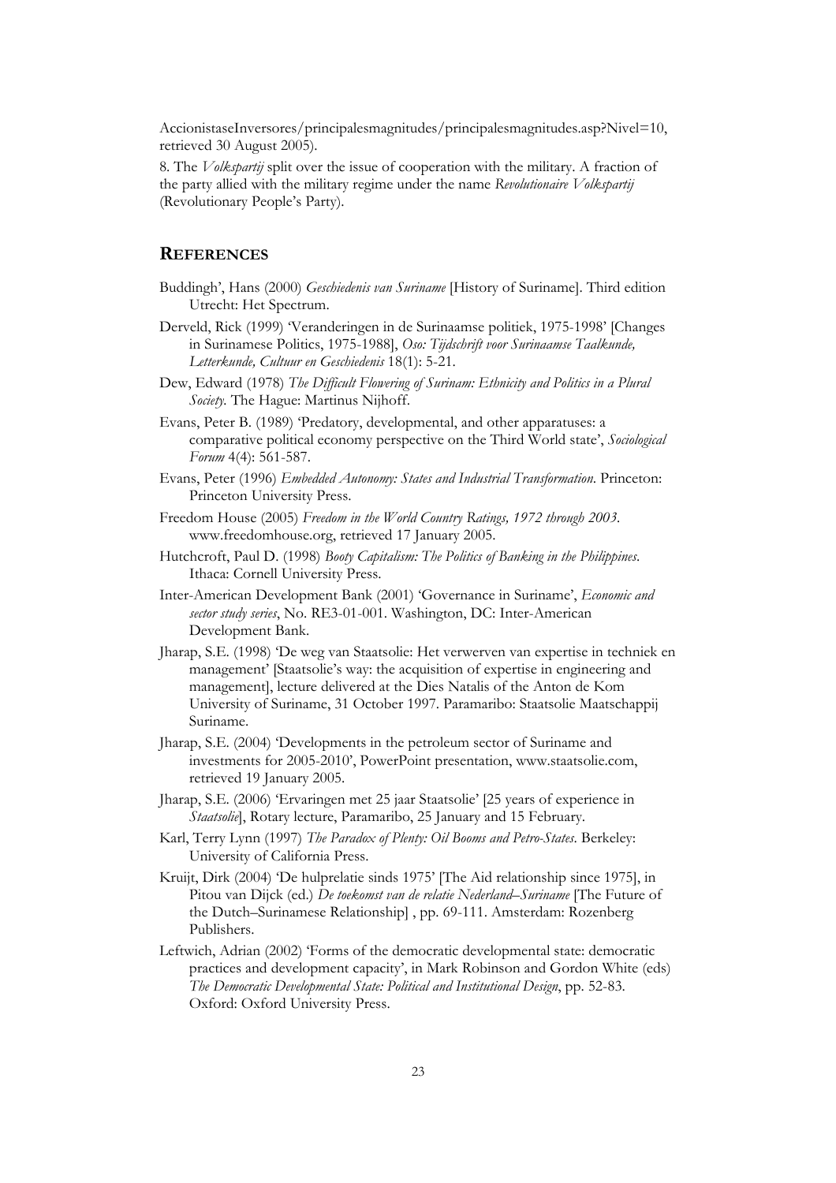AccionistaseInversores/principalesmagnitudes/principalesmagnitudes.asp?Nivel=10, retrieved 30 August 2005).

8. The *Volkspartij* split over the issue of cooperation with the military. A fraction of the party allied with the military regime under the name *Revolutionaire Volkspartij* (Revolutionary People's Party).

## REFERENCES

Buddingh', Hans (2000) *Geschiedenis van Suriname* [History of Suriname]. Third edition Utrecht: Het Spectrum.

Derveld, Rick (1999) 'Veranderingen in de Surinaamse politiek, 1975-1998' [Changes in Surinamese Politics, 1975-1988], *Oso: Tijdschrift voor Surinaamse Taalkunde, Letterkunde, Cultuur en Geschiedenis* 18(1): 5-21.

Dew, Edward (1978) *The Difficult Flowering of Surinam: Ethnicity and Politics in a Plural Society*. The Hague: Martinus Nijhoff.

Evans, Peter B. (1989) 'Predatory, developmental, and other apparatuses: a comparative political economy perspective on the Third World state', *Sociological Forum* 4(4): 561-587.

Evans, Peter (1996) *Embedded Autonomy: States and Industrial Transformation*. Princeton: Princeton University Press.

Freedom House (2005) *Freedom in the World Country Ratings, 1972 through 2003*. www.freedomhouse.org, retrieved 17 January 2005.

Hutchcroft, Paul D. (1998) *Booty Capitalism: The Politics of Banking in the Philippines*. Ithaca: Cornell University Press.

Inter-American Development Bank (2001) 'Governance in Suriname', *Economic and sector study series*, No. RE3-01-001. Washington, DC: Inter-American Development Bank.

Jharap, S.E. (1998) 'De weg van Staatsolie: Het verwerven van expertise in techniek en management' [Staatsolie's way: the acquisition of expertise in engineering and management], lecture delivered at the Dies Natalis of the Anton de Kom University of Suriname, 31 October 1997. Paramaribo: Staatsolie Maatschappij Suriname.

Jharap, S.E. (2004) 'Developments in the petroleum sector of Suriname and investments for 2005-2010', PowerPoint presentation, www.staatsolie.com, retrieved 19 January 2005.

Jharap, S.E. (2006) 'Ervaringen met 25 jaar Staatsolie' [25 years of experience in *Staatsolie*], Rotary lecture, Paramaribo, 25 January and 15 February.

Karl, Terry Lynn (1997) *The Paradox of Plenty: Oil Booms and Petro-States*. Berkeley: University of California Press.

Kruijt, Dirk (2004) 'De hulprelatie sinds 1975' [The Aid relationship since 1975], in Pitou van Dijck (ed.) *De toekomst van de relatie Nederland–Suriname* [The Future of the Dutch–Surinamese Relationship] , pp. 69-111. Amsterdam: Rozenberg Publishers.

Leftwich, Adrian (2002) 'Forms of the democratic developmental state: democratic practices and development capacity', in Mark Robinson and Gordon White (eds) *The Democratic Developmental State: Political and Institutional Design*, pp. 52-83. Oxford: Oxford University Press.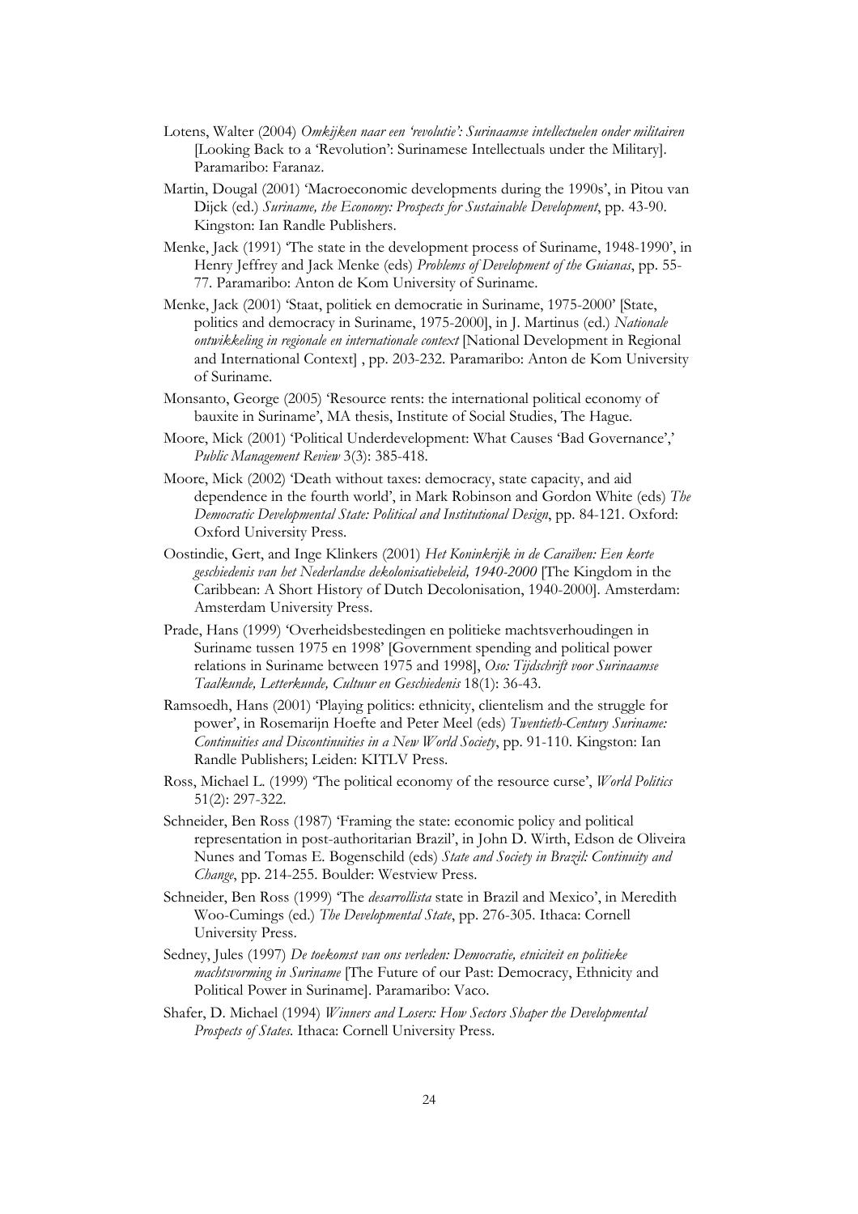Lotens, Walter (2004) *Omkijken naar een 'revolutie': Surinaamse intellectuelen onder militairen* [Looking Back to a 'Revolution': Surinamese Intellectuals under the Military]. Paramaribo: Faranaz.

Martin, Dougal (2001) 'Macroeconomic developments during the 1990s', in Pitou van Dijck (ed.) *Suriname, the Economy: Prospects for Sustainable Development*, pp. 43-90. Kingston: Ian Randle Publishers.

Menke, Jack (1991) 'The state in the development process of Suriname, 1948-1990', in Henry Jeffrey and Jack Menke (eds) *Problems of Development of the Guianas*, pp. 55-77. Paramaribo: Anton de Kom University of Suriname.

Menke, Jack (2001) 'Staat, politiek en democratie in Suriname, 1975-2000' [State, politics and democracy in Suriname, 1975-2000], in J. Martinus (ed.) *Nationale ontwikkeling in regionale en internationale context* [National Development in Regional and International Context] , pp. 203-232. Paramaribo: Anton de Kom University of Suriname.

Monsanto, George (2005) 'Resource rents: the international political economy of bauxite in Suriname', MA thesis, Institute of Social Studies, The Hague.

Moore, Mick (2001) 'Political Underdevelopment: What Causes 'Bad Governance',' *Public Management Review* 3(3): 385-418.

Moore, Mick (2002) 'Death without taxes: democracy, state capacity, and aid dependence in the fourth world', in Mark Robinson and Gordon White (eds) *The Democratic Developmental State: Political and Institutional Design*, pp. 84-121. Oxford: Oxford University Press.

Oostindie, Gert, and Inge Klinkers (2001) *Het Koninkrijk in de Caraïben: Een korte geschiedenis van het Nederlandse dekolonisatiebeleid, 1940-2000* [The Kingdom in the Caribbean: A Short History of Dutch Decolonisation, 1940-2000]. Amsterdam: Amsterdam University Press.

Prade, Hans (1999) 'Overheidsbestedingen en politieke machtsverhoudingen in Suriname tussen 1975 en 1998' [Government spending and political power relations in Suriname between 1975 and 1998], *Oso: Tijdschrift voor Surinaamse Taalkunde, Letterkunde, Cultuur en Geschiedenis* 18(1): 36-43.

Ramsoedh, Hans (2001) 'Playing politics: ethnicity, clientelism and the struggle for power', in Rosemarijn Hoefte and Peter Meel (eds) *Twentieth-Century Suriname: Continuities and Discontinuities in a New World Society*, pp. 91-110. Kingston: Ian Randle Publishers; Leiden: KITLV Press.

Ross, Michael L. (1999) 'The political economy of the resource curse', *World Politics* 51(2): 297-322.

Schneider, Ben Ross (1987) 'Framing the state: economic policy and political representation in post-authoritarian Brazil', in John D. Wirth, Edson de Oliveira Nunes and Tomas E. Bogenschild (eds) *State and Society in Brazil: Continuity and Change*, pp. 214-255. Boulder: Westview Press.

Schneider, Ben Ross (1999) 'The *desarrollista* state in Brazil and Mexico', in Meredith Woo-Cumings (ed.) *The Developmental State*, pp. 276-305. Ithaca: Cornell University Press.

Sedney, Jules (1997) *De toekomst van ons verleden: Democratie, etniciteit en politieke machtsvorming in Suriname* [The Future of our Past: Democracy, Ethnicity and Political Power in Suriname]. Paramaribo: Vaco.

Shafer, D. Michael (1994) *Winners and Losers: How Sectors Shaper the Developmental Prospects of States.* Ithaca: Cornell University Press.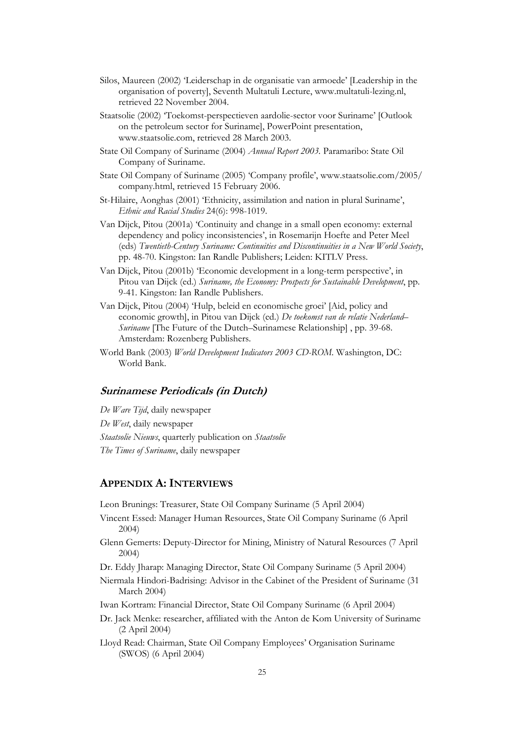Silos, Maureen (2002) 'Leiderschap in de organisatie van armoede' [Leadership in the organisation of poverty], Seventh Multatuli Lecture, www.multatuli-lezing.nl, retrieved 22 November 2004.

Staatsolie (2002) 'Toekomst-perspectieven aardolie-sector voor Suriname' [Outlook on the petroleum sector for Suriname], PowerPoint presentation, www.staatsolie.com, retrieved 28 March 2003.

State Oil Company of Suriname (2004) *Annual Report 2003*. Paramaribo: State Oil Company of Suriname.

State Oil Company of Suriname (2005) 'Company profile', www.staatsolie.com/2005/company.html, retrieved 15 February 2006.

St-Hilaire, Aonghas (2001) 'Ethnicity, assimilation and nation in plural Suriname', *Ethnic and Racial Studies* 24(6): 998-1019.

Van Dijck, Pitou (2001a) 'Continuity and change in a small open economy: external dependency and policy inconsistencies', in Rosemarijn Hoefte and Peter Meel (eds) *Twentieth-Century Suriname: Continuities and Discontinuities in a New World Society*, pp. 48-70. Kingston: Ian Randle Publishers; Leiden: KITLV Press.

Van Dijck, Pitou (2001b) 'Economic development in a long-term perspective', in Pitou van Dijck (ed.) *Suriname, the Economy: Prospects for Sustainable Development*, pp. 9-41. Kingston: Ian Randle Publishers.

Van Dijck, Pitou (2004) 'Hulp, beleid en economische groei' [Aid, policy and economic growth], in Pitou van Dijck (ed.) *De toekomst van de relatie Nederland–Suriname* [The Future of the Dutch–Surinamese Relationship] , pp. 39-68. Amsterdam: Rozenberg Publishers.

World Bank (2003) *World Development Indicators 2003 CD-ROM*. Washington, DC: World Bank.

### *Surinamese Periodicals (in Dutch)*

*De Ware Tijd*, daily newspaper

*De West*, daily newspaper

*Staatsolie Nieuws*, quarterly publication on *Staatsolie*

*The Times of Suriname*, daily newspaper

## APPENDIX A: INTERVIEWS

Leon Brunings: Treasurer, State Oil Company Suriname (5 April 2004)

Vincent Essed: Manager Human Resources, State Oil Company Suriname (6 April 2004)

Glenn Gemerts: Deputy-Director for Mining, Ministry of Natural Resources (7 April 2004)

Dr. Eddy Jharap: Managing Director, State Oil Company Suriname (5 April 2004)

Niermala Hindori-Badrising: Advisor in the Cabinet of the President of Suriname (31 March 2004)

Iwan Kortram: Financial Director, State Oil Company Suriname (6 April 2004)

Dr. Jack Menke: researcher, affiliated with the Anton de Kom University of Suriname (2 April 2004)

Lloyd Read: Chairman, State Oil Company Employees' Organisation Suriname (SWOS) (6 April 2004)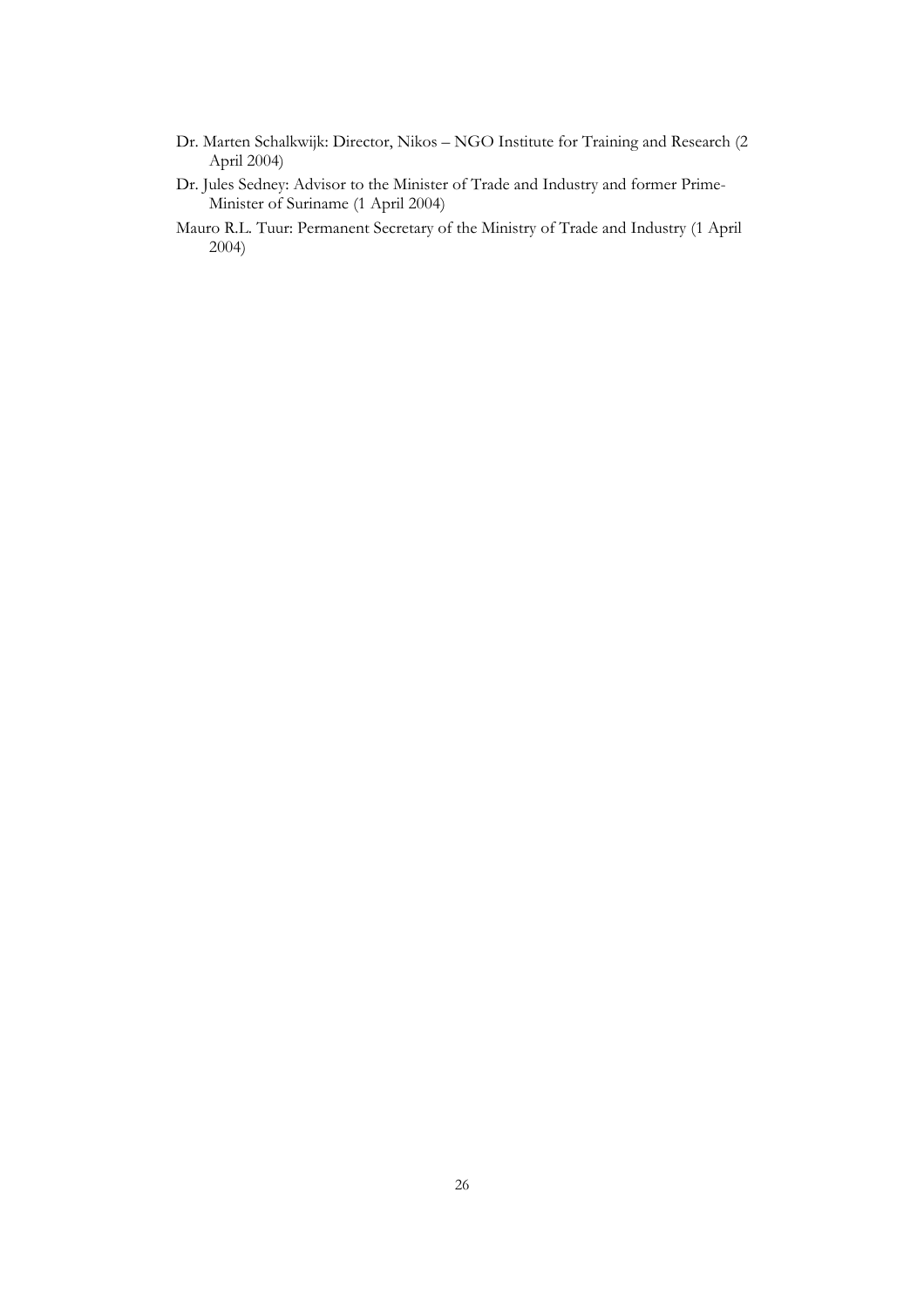Dr. Marten Schalkwijk: Director, Nikos – NGO Institute for Training and Research (2 April 2004)

Dr. Jules Sedney: Advisor to the Minister of Trade and Industry and former Prime-Minister of Suriname (1 April 2004)

Mauro R.L. Tuur: Permanent Secretary of the Ministry of Trade and Industry (1 April 2004)